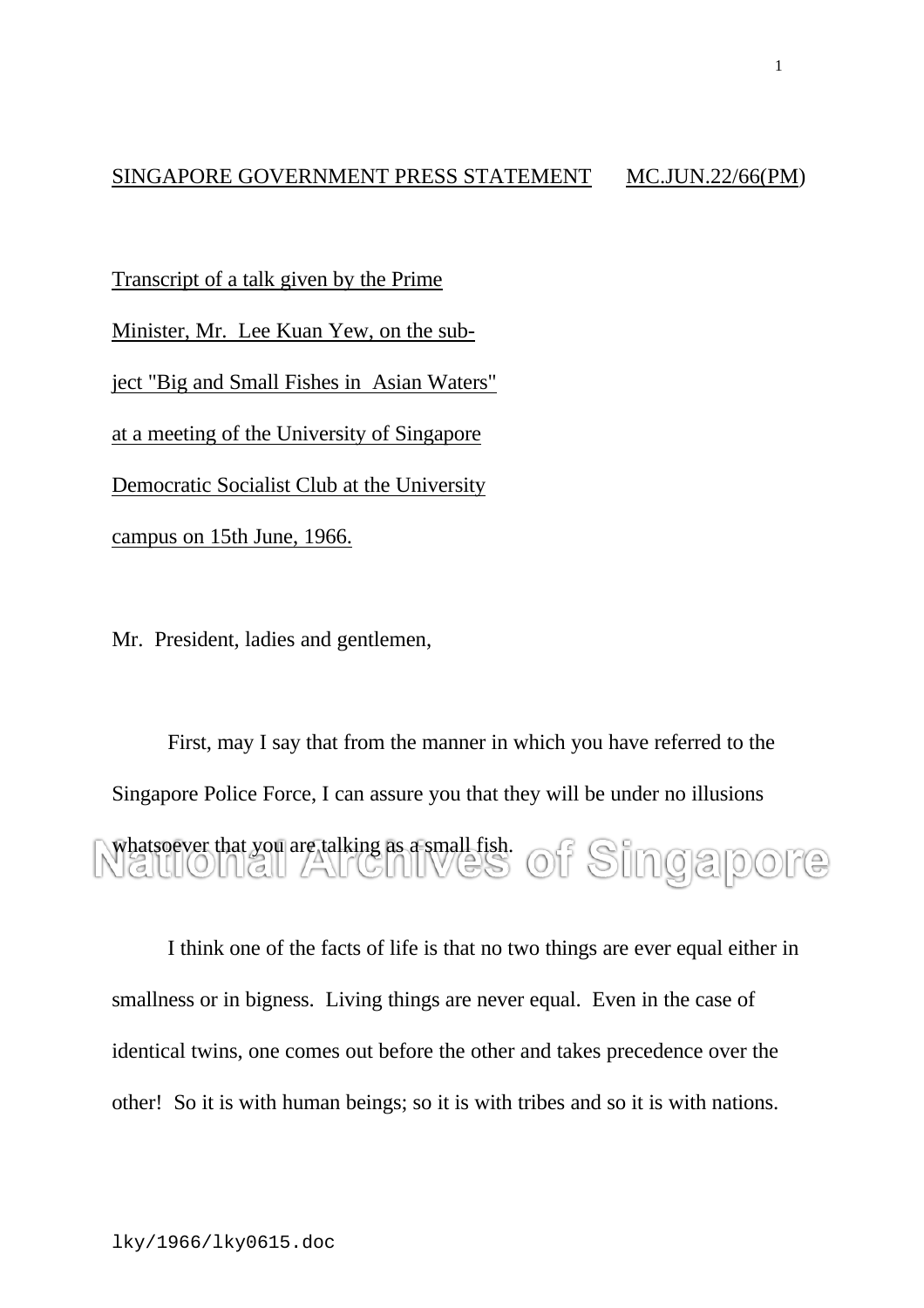SINGAPORE GOVERNMENT PRESS STATEMENT        MC.JUN.22/66(PM)

Transcript of a talk given by the Prime Minister, Mr. Lee Kuan Yew, on the subject "Big and Small Fishes in Asian Waters" at a meeting of the University of Singapore Democratic Socialist Club at the University campus on 15th June, 1966.

Mr. President, ladies and gentlemen,

First, may I say that from the manner in which you have referred to the Singapore Police Force, I can assure you that they will be under no illusions whatsoever that you are talking as a small fish.

I think one of the facts of life is that no two things are ever equal either in smallness or in bigness. Living things are never equal. Even in the case of identical twins, one comes out before the other and takes precedence over the other! So it is with human beings; so it is with tribes and so it is with nations.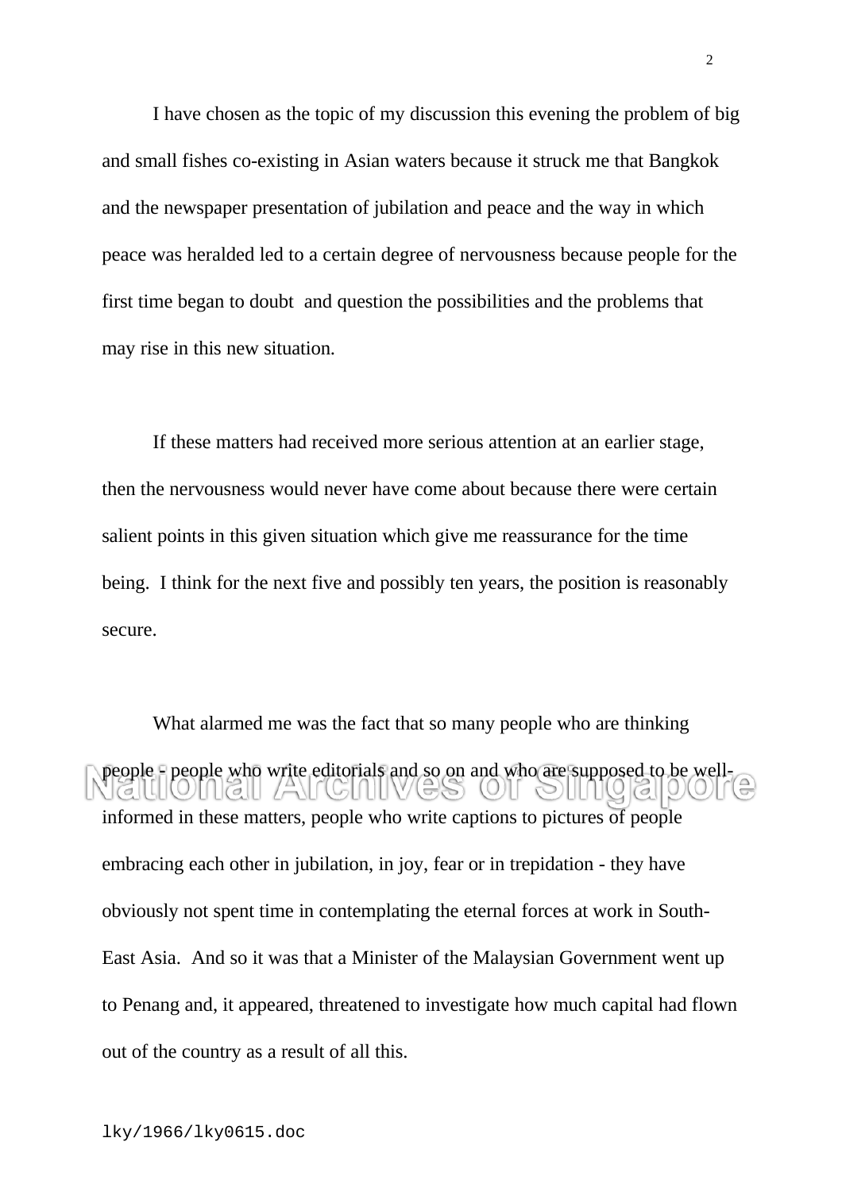I have chosen as the topic of my discussion this evening the problem of big and small fishes co-existing in Asian waters because it struck me that Bangkok and the newspaper presentation of jubilation and peace and the way in which peace was heralded led to a certain degree of nervousness because people for the first time began to doubt and question the possibilities and the problems that may rise in this new situation.

If these matters had received more serious attention at an earlier stage, then the nervousness would never have come about because there were certain salient points in this given situation which give me reassurance for the time being. I think for the next five and possibly ten years, the position is reasonably secure.

What alarmed me was the fact that so many people who are thinking people - people who write editorials and so on and who are supposed to be well-informed in these matters, people who write captions to pictures of people embracing each other in jubilation, in joy, fear or in trepidation - they have obviously not spent time in contemplating the eternal forces at work in South-East Asia. And so it was that a Minister of the Malaysian Government went up to Penang and, it appeared, threatened to investigate how much capital had flown out of the country as a result of all this.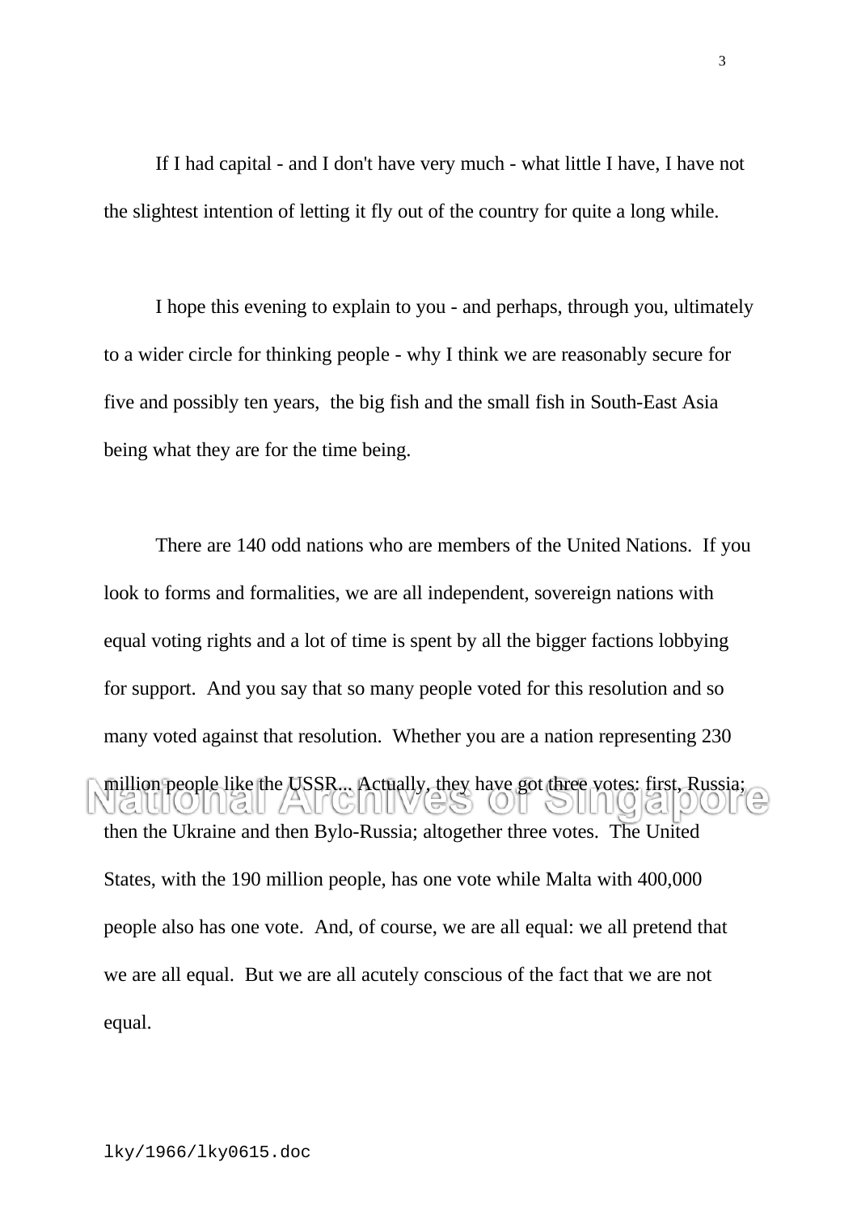If I had capital - and I don't have very much - what little I have, I have not the slightest intention of letting it fly out of the country for quite a long while.

I hope this evening to explain to you - and perhaps, through you, ultimately to a wider circle for thinking people - why I think we are reasonably secure for five and possibly ten years, the big fish and the small fish in South-East Asia being what they are for the time being.

There are 140 odd nations who are members of the United Nations. If you look to forms and formalities, we are all independent, sovereign nations with equal voting rights and a lot of time is spent by all the bigger factions lobbying for support. And you say that so many people voted for this resolution and so many voted against that resolution. Whether you are a nation representing 230 million people like the USSR... Actually, they have got three votes: first, Russia; then the Ukraine and then Bylo-Russia; altogether three votes. The United States, with the 190 million people, has one vote while Malta with 400,000 people also has one vote. And, of course, we are all equal: we all pretend that we are all equal. But we are all acutely conscious of the fact that we are not equal.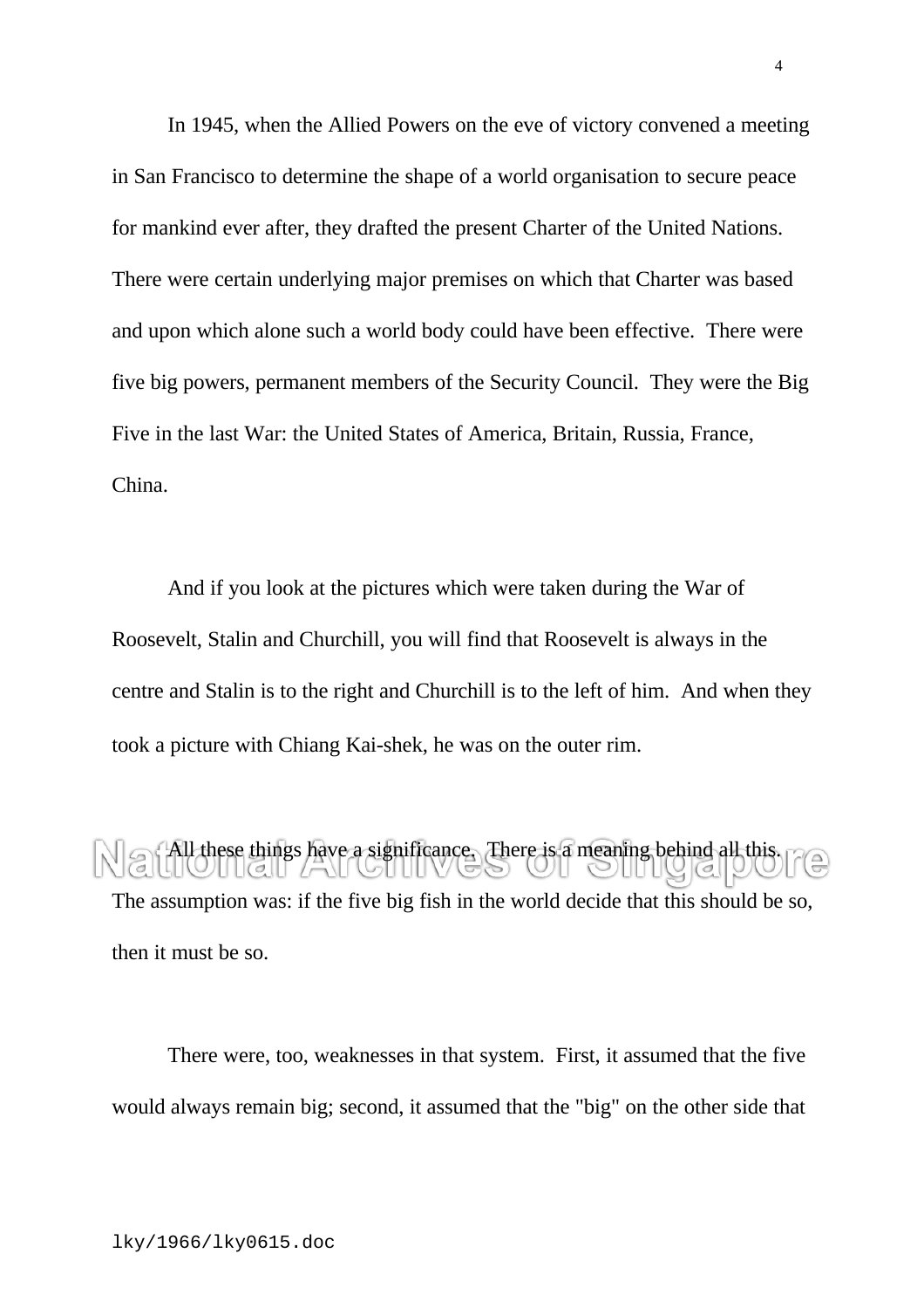In 1945, when the Allied Powers on the eve of victory convened a meeting in San Francisco to determine the shape of a world organisation to secure peace for mankind ever after, they drafted the present Charter of the United Nations. There were certain underlying major premises on which that Charter was based and upon which alone such a world body could have been effective. There were five big powers, permanent members of the Security Council. They were the Big Five in the last War: the United States of America, Britain, Russia, France, China.

And if you look at the pictures which were taken during the War of Roosevelt, Stalin and Churchill, you will find that Roosevelt is always in the centre and Stalin is to the right and Churchill is to the left of him. And when they took a picture with Chiang Kai-shek, he was on the outer rim.

All these things have a significance. There is a meaning behind all this. The assumption was: if the five big fish in the world decide that this should be so, then it must be so.

There were, too, weaknesses in that system. First, it assumed that the five would always remain big; second, it assumed that the "big" on the other side that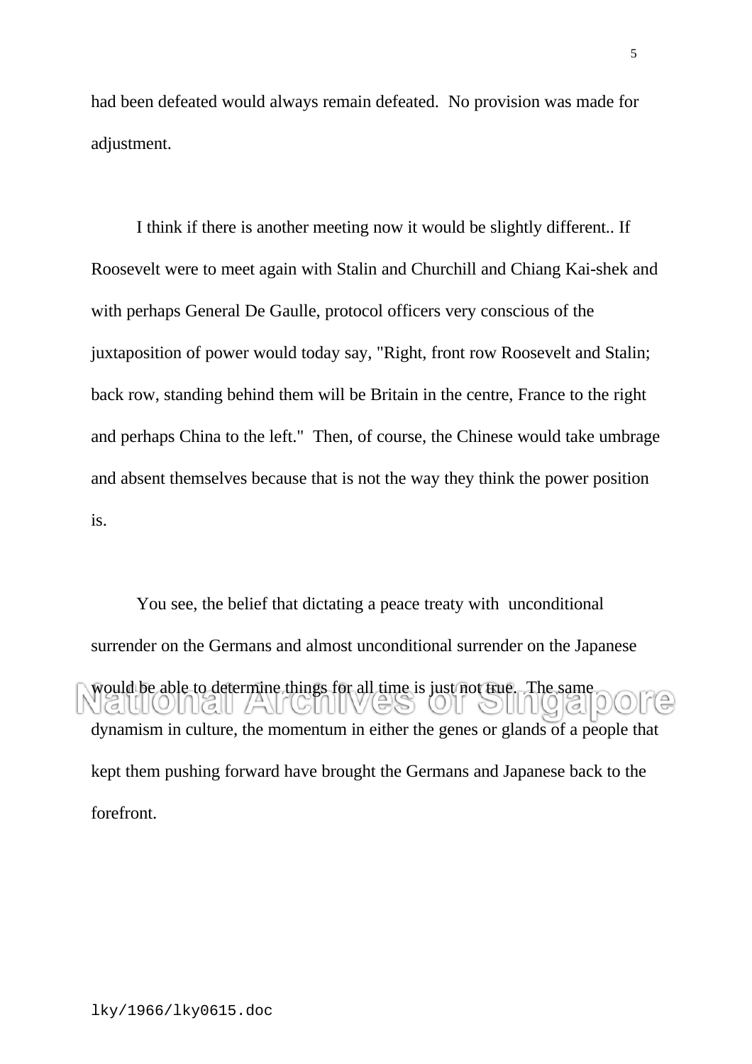had been defeated would always remain defeated. No provision was made for adjustment.

I think if there is another meeting now it would be slightly different.. If Roosevelt were to meet again with Stalin and Churchill and Chiang Kai-shek and with perhaps General De Gaulle, protocol officers very conscious of the juxtaposition of power would today say, "Right, front row Roosevelt and Stalin; back row, standing behind them will be Britain in the centre, France to the right and perhaps China to the left." Then, of course, the Chinese would take umbrage and absent themselves because that is not the way they think the power position is.

You see, the belief that dictating a peace treaty with unconditional surrender on the Germans and almost unconditional surrender on the Japanese would be able to determine things for all time is just not true. The same dynamism in culture, the momentum in either the genes or glands of a people that kept them pushing forward have brought the Germans and Japanese back to the forefront.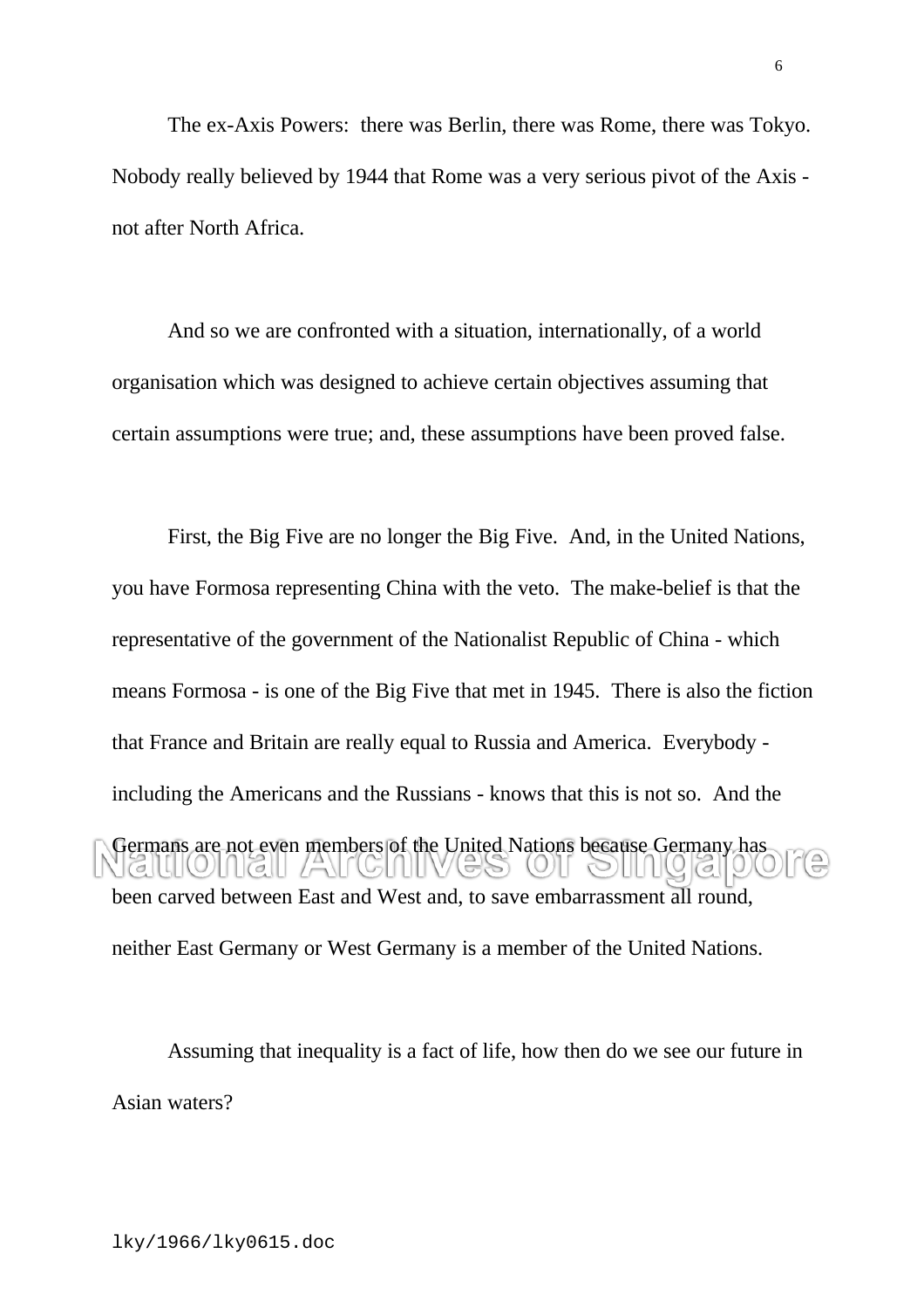The ex-Axis Powers: there was Berlin, there was Rome, there was Tokyo. Nobody really believed by 1944 that Rome was a very serious pivot of the Axis - not after North Africa.

And so we are confronted with a situation, internationally, of a world organisation which was designed to achieve certain objectives assuming that certain assumptions were true; and, these assumptions have been proved false.

First, the Big Five are no longer the Big Five. And, in the United Nations, you have Formosa representing China with the veto. The make-belief is that the representative of the government of the Nationalist Republic of China - which means Formosa - is one of the Big Five that met in 1945. There is also the fiction that France and Britain are really equal to Russia and America. Everybody - including the Americans and the Russians - knows that this is not so. And the Germans are not even members of the United Nations because Germany has been carved between East and West and, to save embarrassment all round, neither East Germany or West Germany is a member of the United Nations.

Assuming that inequality is a fact of life, how then do we see our future in Asian waters?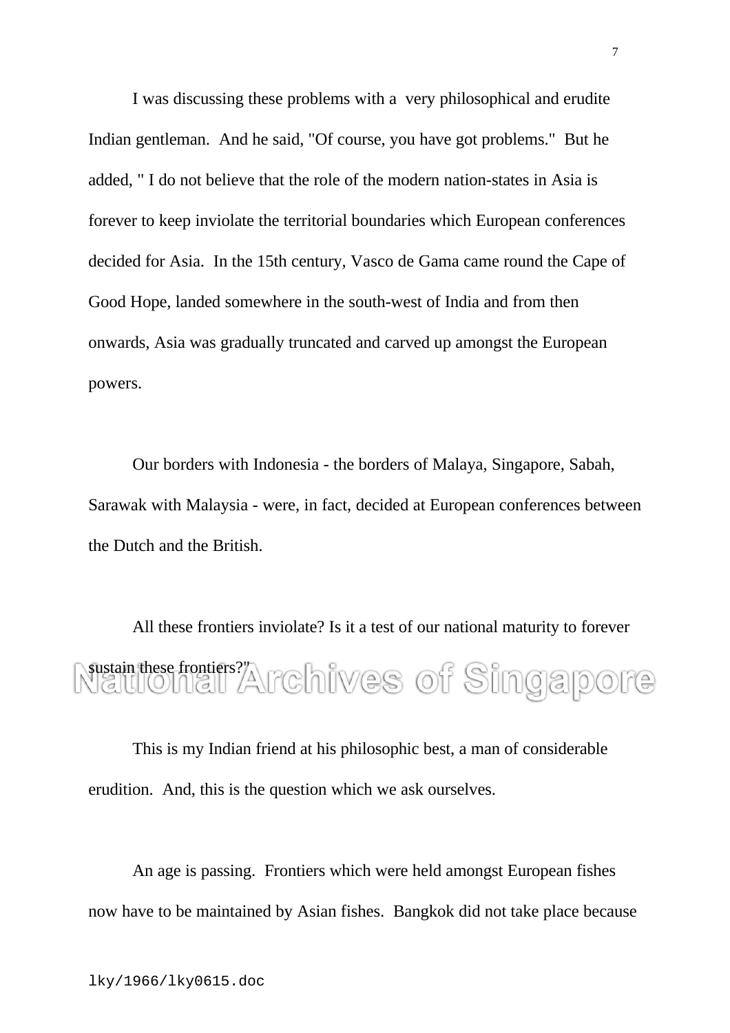I was discussing these problems with a very philosophical and erudite Indian gentleman. And he said, "Of course, you have got problems." But he added, " I do not believe that the role of the modern nation-states in Asia is forever to keep inviolate the territorial boundaries which European conferences decided for Asia. In the 15th century, Vasco de Gama came round the Cape of Good Hope, landed somewhere in the south-west of India and from then onwards, Asia was gradually truncated and carved up amongst the European powers.

Our borders with Indonesia - the borders of Malaya, Singapore, Sabah, Sarawak with Malaysia - were, in fact, decided at European conferences between the Dutch and the British.

All these frontiers inviolate? Is it a test of our national maturity to forever sustain these frontiers?"

This is my Indian friend at his philosophic best, a man of considerable erudition. And, this is the question which we ask ourselves.

An age is passing. Frontiers which were held amongst European fishes now have to be maintained by Asian fishes. Bangkok did not take place because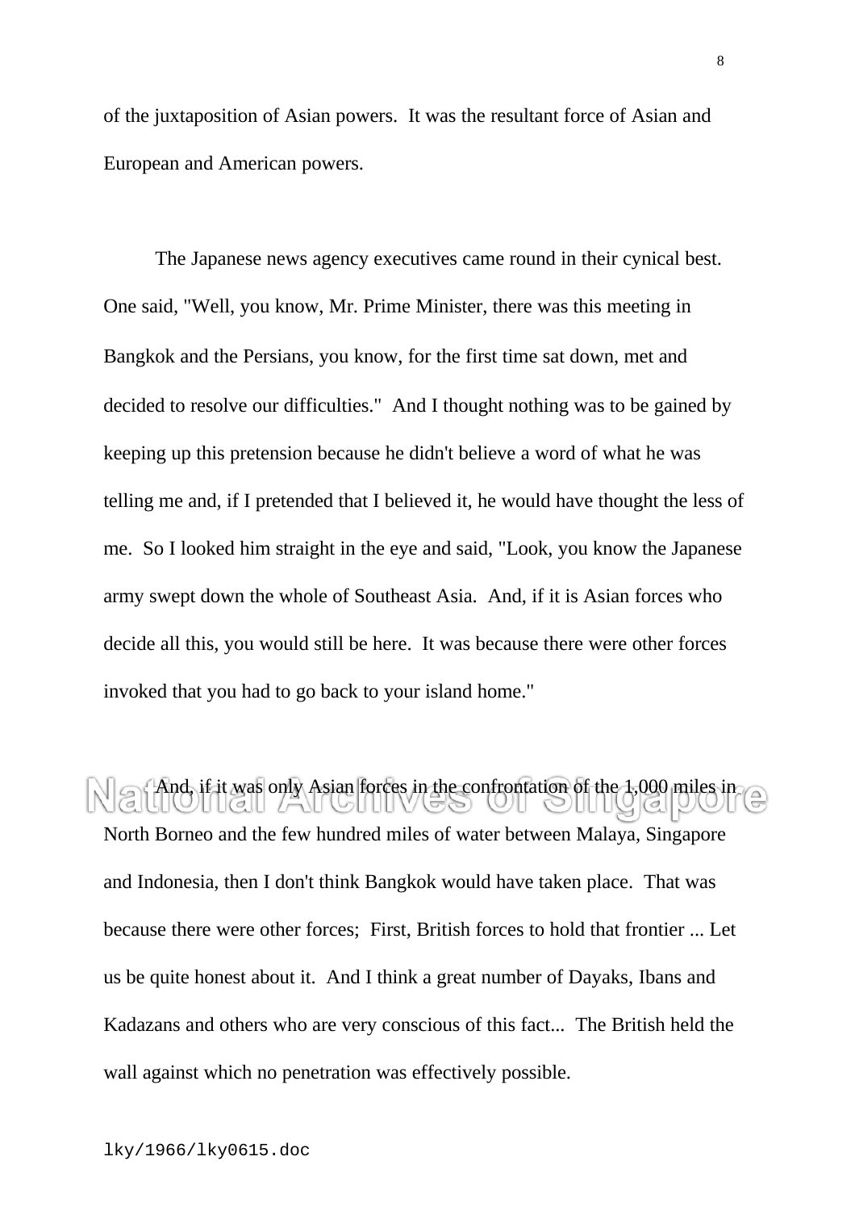of the juxtaposition of Asian powers. It was the resultant force of Asian and European and American powers.

The Japanese news agency executives came round in their cynical best. One said, "Well, you know, Mr. Prime Minister, there was this meeting in Bangkok and the Persians, you know, for the first time sat down, met and decided to resolve our difficulties." And I thought nothing was to be gained by keeping up this pretension because he didn't believe a word of what he was telling me and, if I pretended that I believed it, he would have thought the less of me. So I looked him straight in the eye and said, "Look, you know the Japanese army swept down the whole of Southeast Asia. And, if it is Asian forces who decide all this, you would still be here. It was because there were other forces invoked that you had to go back to your island home."

And, if it was only Asian forces in the confrontation of the 1,000 miles in North Borneo and the few hundred miles of water between Malaya, Singapore and Indonesia, then I don't think Bangkok would have taken place. That was because there were other forces; First, British forces to hold that frontier ... Let us be quite honest about it. And I think a great number of Dayaks, Ibans and Kadazans and others who are very conscious of this fact... The British held the wall against which no penetration was effectively possible.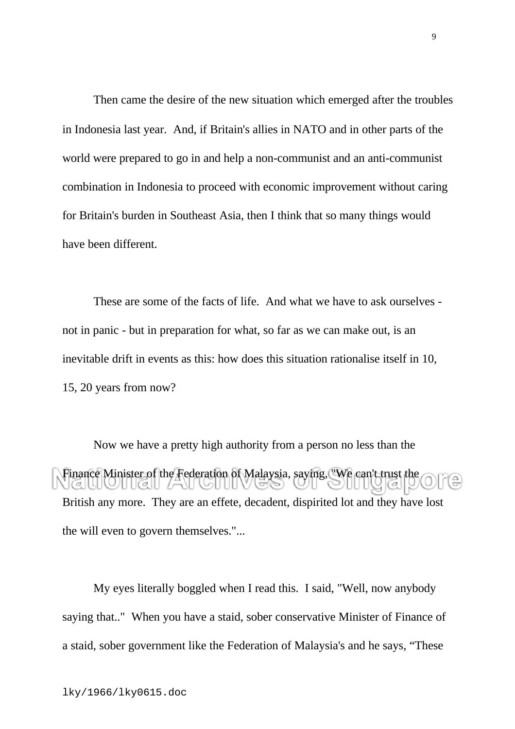Then came the desire of the new situation which emerged after the troubles in Indonesia last year. And, if Britain's allies in NATO and in other parts of the world were prepared to go in and help a non-communist and an anti-communist combination in Indonesia to proceed with economic improvement without caring for Britain's burden in Southeast Asia, then I think that so many things would have been different.

These are some of the facts of life. And what we have to ask ourselves - not in panic - but in preparation for what, so far as we can make out, is an inevitable drift in events as this: how does this situation rationalise itself in 10, 15, 20 years from now?

Now we have a pretty high authority from a person no less than the Finance Minister of the Federation of Malaysia, saying, "We can't trust the British any more. They are an effete, decadent, dispirited lot and they have lost the will even to govern themselves."...

My eyes literally boggled when I read this. I said, "Well, now anybody saying that.." When you have a staid, sober conservative Minister of Finance of a staid, sober government like the Federation of Malaysia's and he says, "These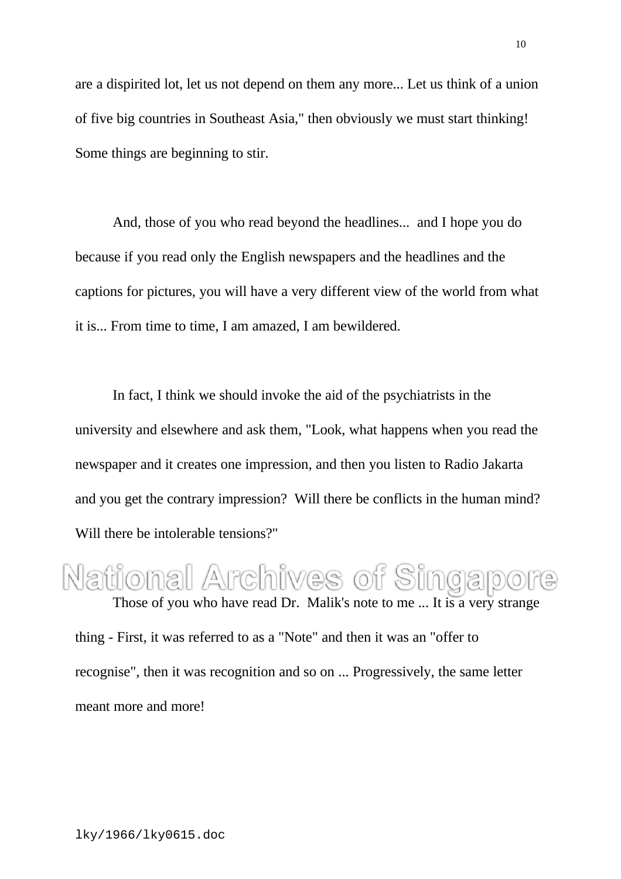are a dispirited lot, let us not depend on them any more... Let us think of a union of five big countries in Southeast Asia," then obviously we must start thinking! Some things are beginning to stir.

And, those of you who read beyond the headlines... and I hope you do because if you read only the English newspapers and the headlines and the captions for pictures, you will have a very different view of the world from what it is... From time to time, I am amazed, I am bewildered.

In fact, I think we should invoke the aid of the psychiatrists in the university and elsewhere and ask them, "Look, what happens when you read the newspaper and it creates one impression, and then you listen to Radio Jakarta and you get the contrary impression? Will there be conflicts in the human mind? Will there be intolerable tensions?"

Those of you who have read Dr. Malik's note to me ... It is a very strange thing - First, it was referred to as a "Note" and then it was an "offer to recognise", then it was recognition and so on ... Progressively, the same letter meant more and more!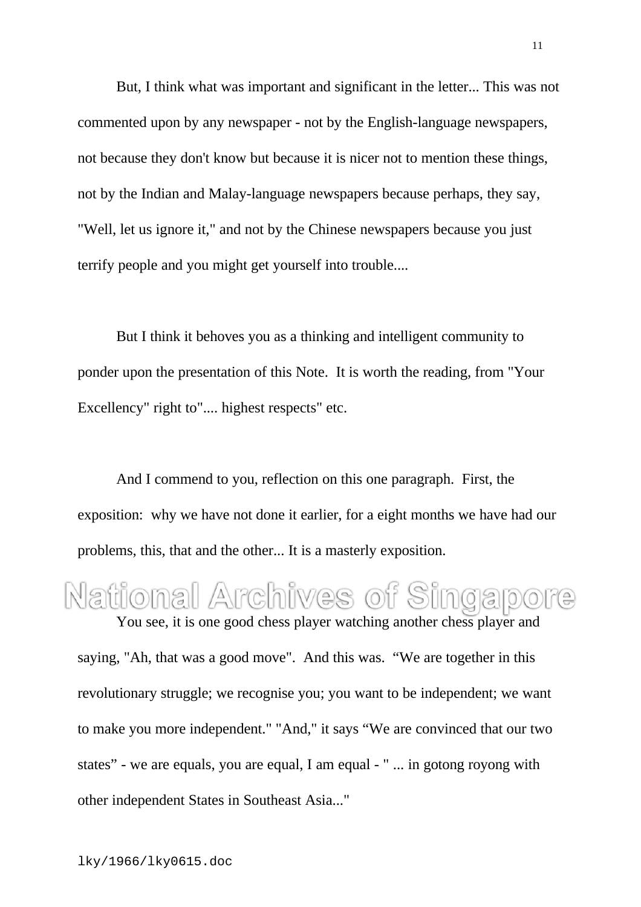But, I think what was important and significant in the letter... This was not commented upon by any newspaper - not by the English-language newspapers, not because they don't know but because it is nicer not to mention these things, not by the Indian and Malay-language newspapers because perhaps, they say, "Well, let us ignore it," and not by the Chinese newspapers because you just terrify people and you might get yourself into trouble....

But I think it behoves you as a thinking and intelligent community to ponder upon the presentation of this Note. It is worth the reading, from "Your Excellency" right to".... highest respects" etc.

And I commend to you, reflection on this one paragraph. First, the exposition: why we have not done it earlier, for a eight months we have had our problems, this, that and the other... It is a masterly exposition.

You see, it is one good chess player watching another chess player and saying, "Ah, that was a good move". And this was. “We are together in this revolutionary struggle; we recognise you; you want to be independent; we want to make you more independent." "And," it says “We are convinced that our two states” - we are equals, you are equal, I am equal - " ... in gotong royong with other independent States in Southeast Asia..."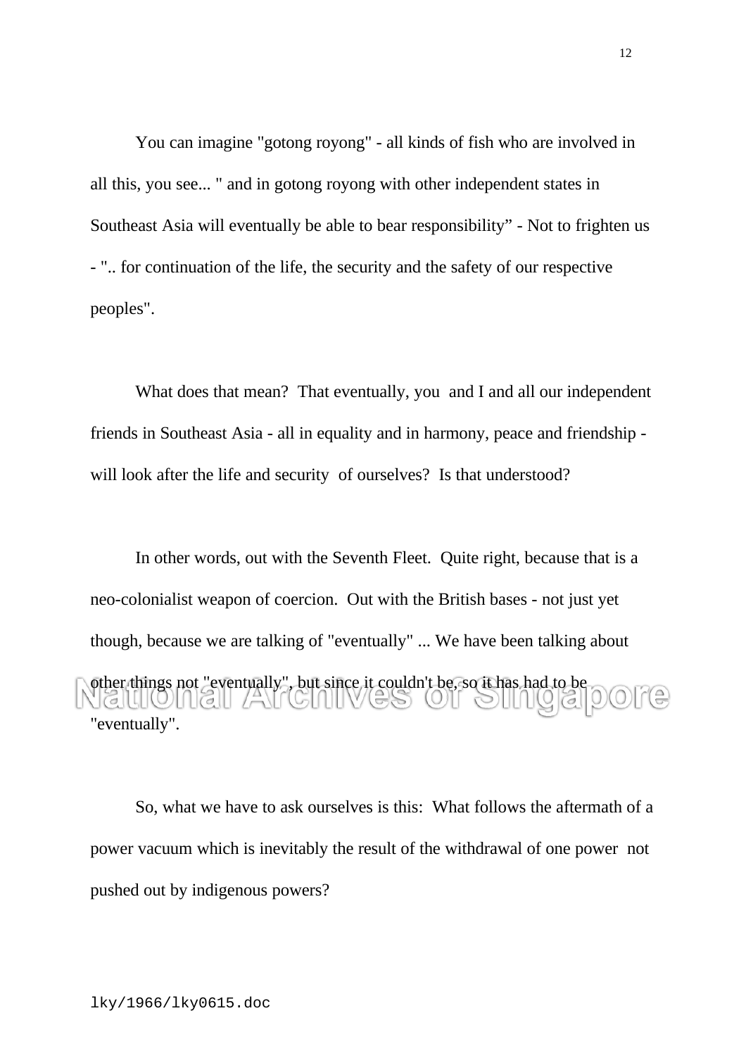You can imagine "gotong royong" - all kinds of fish who are involved in all this, you see... " and in gotong royong with other independent states in Southeast Asia will eventually be able to bear responsibility" - Not to frighten us - ".. for continuation of the life, the security and the safety of our respective peoples".

What does that mean? That eventually, you and I and all our independent friends in Southeast Asia - all in equality and in harmony, peace and friendship - will look after the life and security of ourselves? Is that understood?

In other words, out with the Seventh Fleet. Quite right, because that is a neo-colonialist weapon of coercion. Out with the British bases - not just yet though, because we are talking of "eventually" ... We have been talking about other things not "eventually", but since it couldn't be, so it has had to be "eventually".

So, what we have to ask ourselves is this: What follows the aftermath of a power vacuum which is inevitably the result of the withdrawal of one power not pushed out by indigenous powers?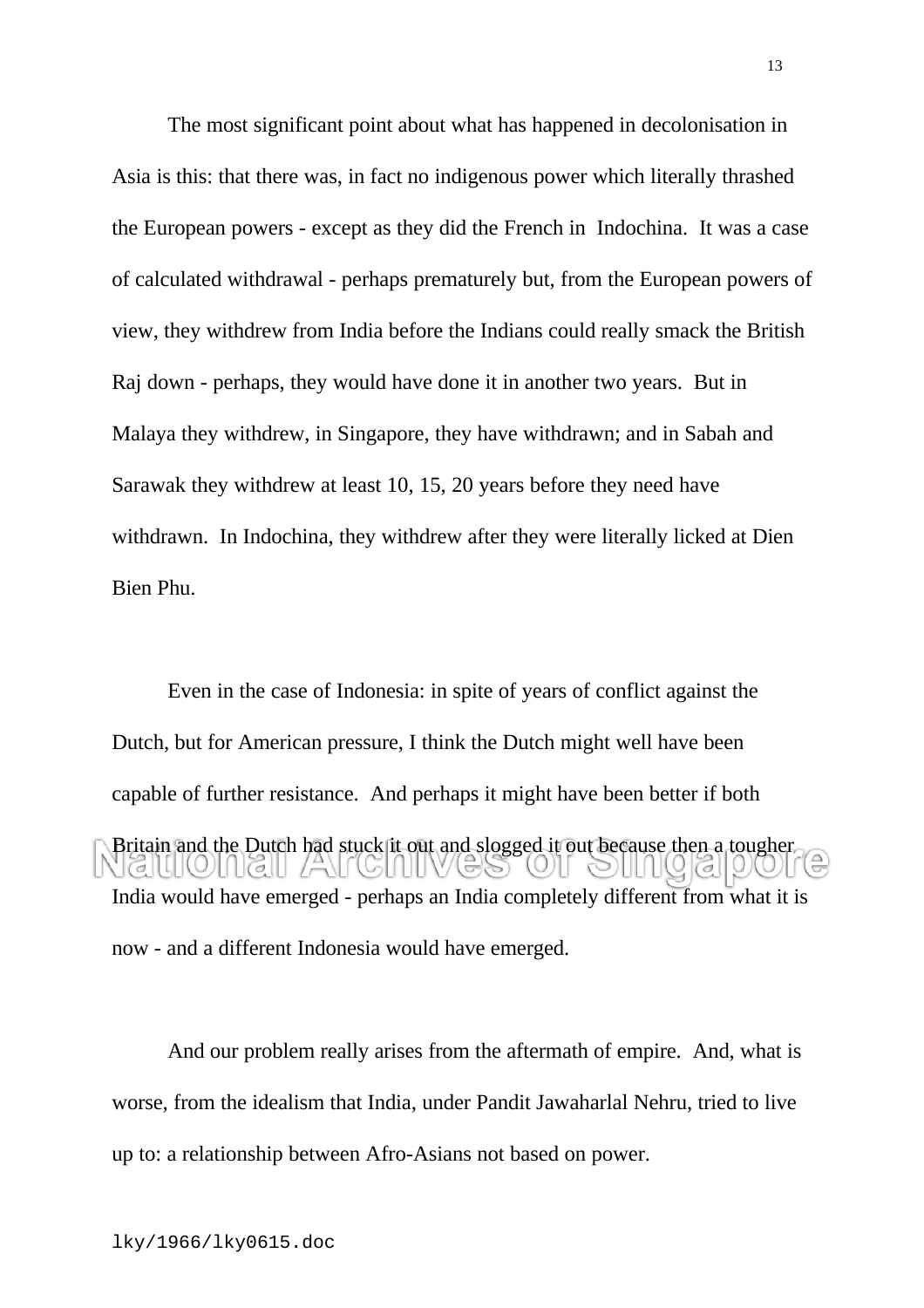The most significant point about what has happened in decolonisation in Asia is this: that there was, in fact no indigenous power which literally thrashed the European powers - except as they did the French in Indochina. It was a case of calculated withdrawal - perhaps prematurely but, from the European powers of view, they withdrew from India before the Indians could really smack the British Raj down - perhaps, they would have done it in another two years. But in Malaya they withdrew, in Singapore, they have withdrawn; and in Sabah and Sarawak they withdrew at least 10, 15, 20 years before they need have withdrawn. In Indochina, they withdrew after they were literally licked at Dien Bien Phu.

Even in the case of Indonesia: in spite of years of conflict against the Dutch, but for American pressure, I think the Dutch might well have been capable of further resistance. And perhaps it might have been better if both Britain and the Dutch had stuck it out and slogged it out because then a tougher India would have emerged - perhaps an India completely different from what it is now - and a different Indonesia would have emerged.

And our problem really arises from the aftermath of empire. And, what is worse, from the idealism that India, under Pandit Jawaharlal Nehru, tried to live up to: a relationship between Afro-Asians not based on power.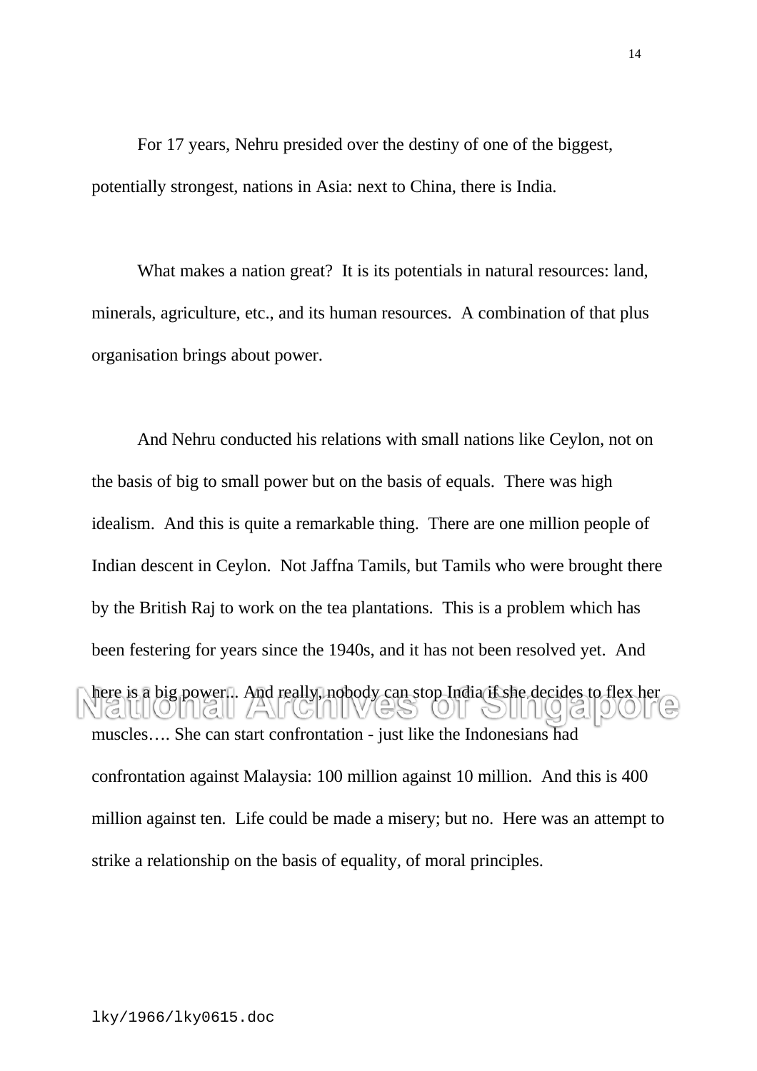For 17 years, Nehru presided over the destiny of one of the biggest, potentially strongest, nations in Asia: next to China, there is India.

What makes a nation great? It is its potentials in natural resources: land, minerals, agriculture, etc., and its human resources. A combination of that plus organisation brings about power.

And Nehru conducted his relations with small nations like Ceylon, not on the basis of big to small power but on the basis of equals. There was high idealism. And this is quite a remarkable thing. There are one million people of Indian descent in Ceylon. Not Jaffna Tamils, but Tamils who were brought there by the British Raj to work on the tea plantations. This is a problem which has been festering for years since the 1940s, and it has not been resolved yet. And here is a big power... And really, nobody can stop India if she decides to flex her muscles…. She can start confrontation - just like the Indonesians had confrontation against Malaysia: 100 million against 10 million. And this is 400 million against ten. Life could be made a misery; but no. Here was an attempt to strike a relationship on the basis of equality, of moral principles.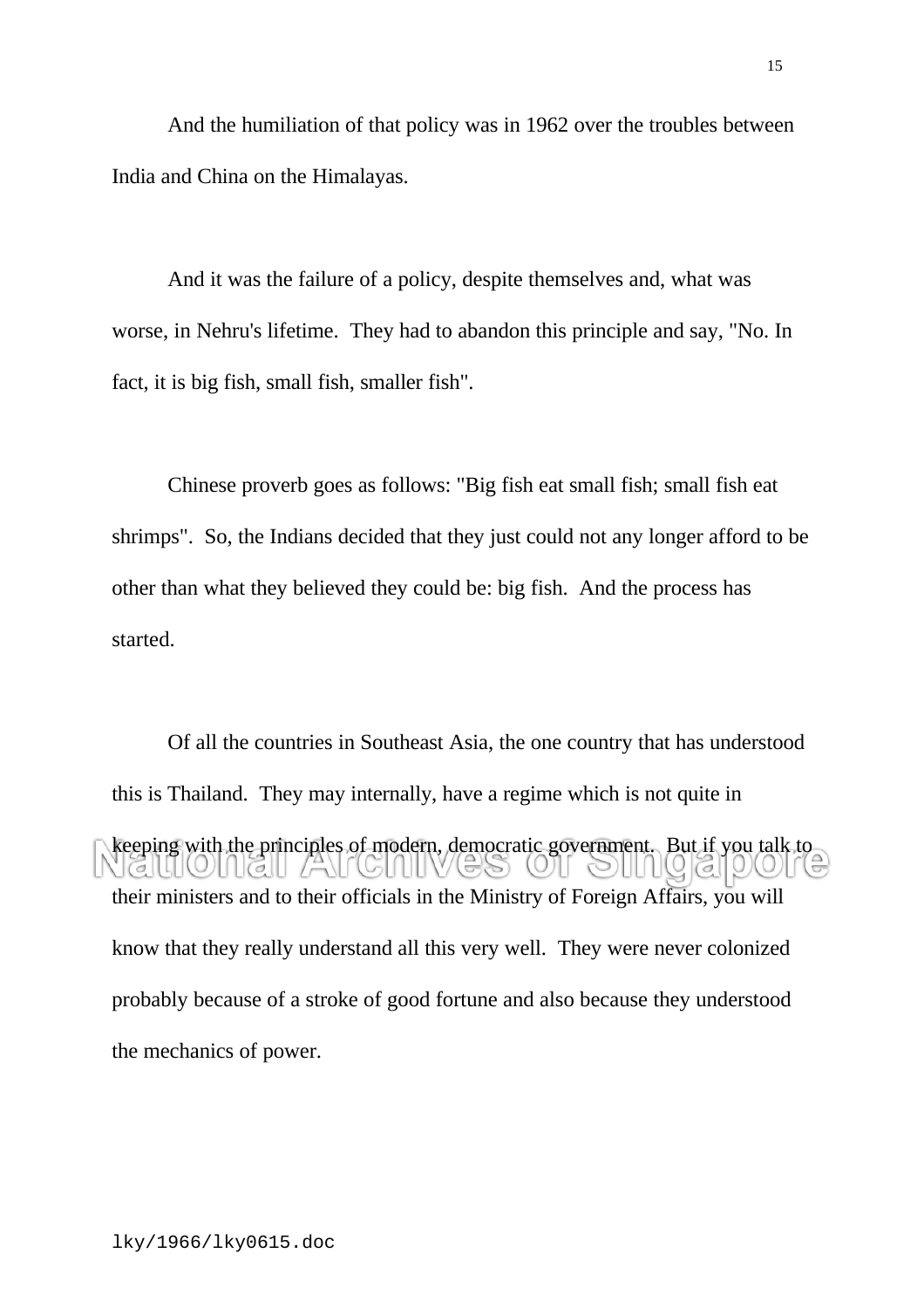And the humiliation of that policy was in 1962 over the troubles between India and China on the Himalayas.

And it was the failure of a policy, despite themselves and, what was worse, in Nehru's lifetime. They had to abandon this principle and say, "No. In fact, it is big fish, small fish, smaller fish".

Chinese proverb goes as follows: "Big fish eat small fish; small fish eat shrimps". So, the Indians decided that they just could not any longer afford to be other than what they believed they could be: big fish. And the process has started.

Of all the countries in Southeast Asia, the one country that has understood this is Thailand. They may internally, have a regime which is not quite in keeping with the principles of modern, democratic government. But if you talk to their ministers and to their officials in the Ministry of Foreign Affairs, you will know that they really understand all this very well. They were never colonized probably because of a stroke of good fortune and also because they understood the mechanics of power.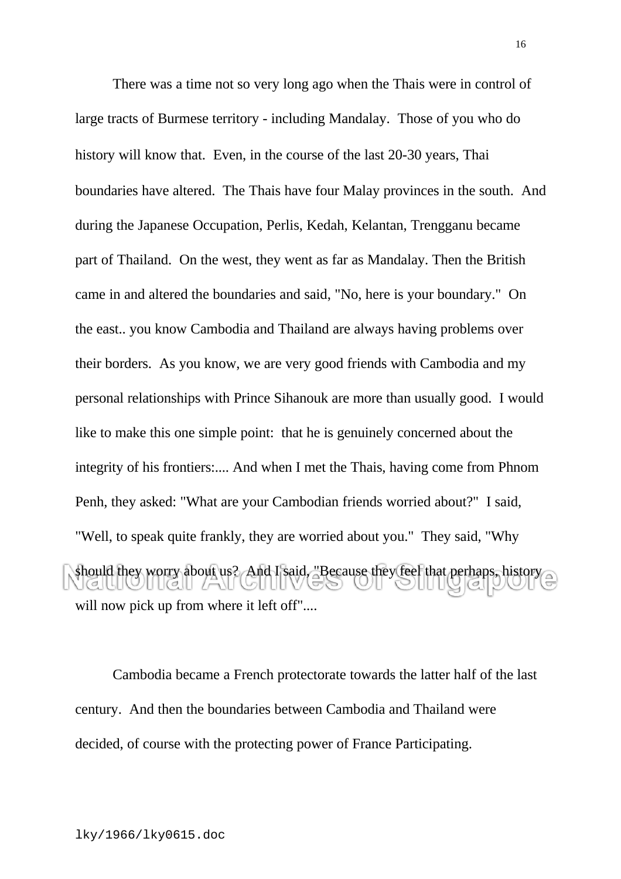There was a time not so very long ago when the Thais were in control of large tracts of Burmese territory - including Mandalay. Those of you who do history will know that. Even, in the course of the last 20-30 years, Thai boundaries have altered. The Thais have four Malay provinces in the south. And during the Japanese Occupation, Perlis, Kedah, Kelantan, Trengganu became part of Thailand. On the west, they went as far as Mandalay. Then the British came in and altered the boundaries and said, "No, here is your boundary." On the east.. you know Cambodia and Thailand are always having problems over their borders. As you know, we are very good friends with Cambodia and my personal relationships with Prince Sihanouk are more than usually good. I would like to make this one simple point: that he is genuinely concerned about the integrity of his frontiers:.... And when I met the Thais, having come from Phnom Penh, they asked: "What are your Cambodian friends worried about?" I said, "Well, to speak quite frankly, they are worried about you." They said, "Why should they worry about us? And I said, "Because they feel that perhaps, history will now pick up from where it left off"....

Cambodia became a French protectorate towards the latter half of the last century. And then the boundaries between Cambodia and Thailand were decided, of course with the protecting power of France Participating.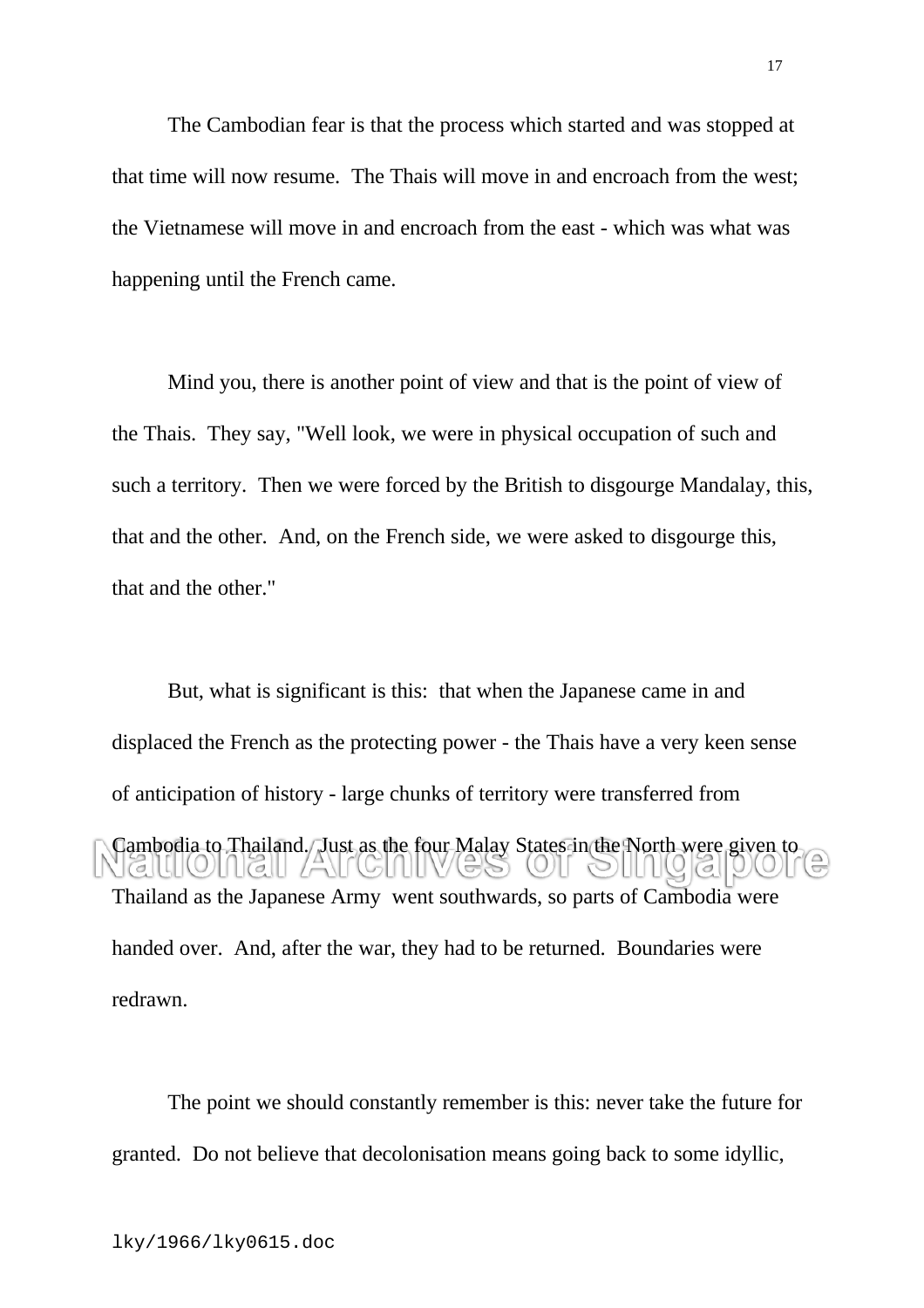The Cambodian fear is that the process which started and was stopped at that time will now resume. The Thais will move in and encroach from the west; the Vietnamese will move in and encroach from the east - which was what was happening until the French came.

Mind you, there is another point of view and that is the point of view of the Thais. They say, "Well look, we were in physical occupation of such and such a territory. Then we were forced by the British to disgourge Mandalay, this, that and the other. And, on the French side, we were asked to disgourge this, that and the other."

But, what is significant is this: that when the Japanese came in and displaced the French as the protecting power - the Thais have a very keen sense of anticipation of history - large chunks of territory were transferred from Cambodia to Thailand. Just as the four Malay States in the North were given to Thailand as the Japanese Army went southwards, so parts of Cambodia were handed over. And, after the war, they had to be returned. Boundaries were redrawn.

The point we should constantly remember is this: never take the future for granted. Do not believe that decolonisation means going back to some idyllic,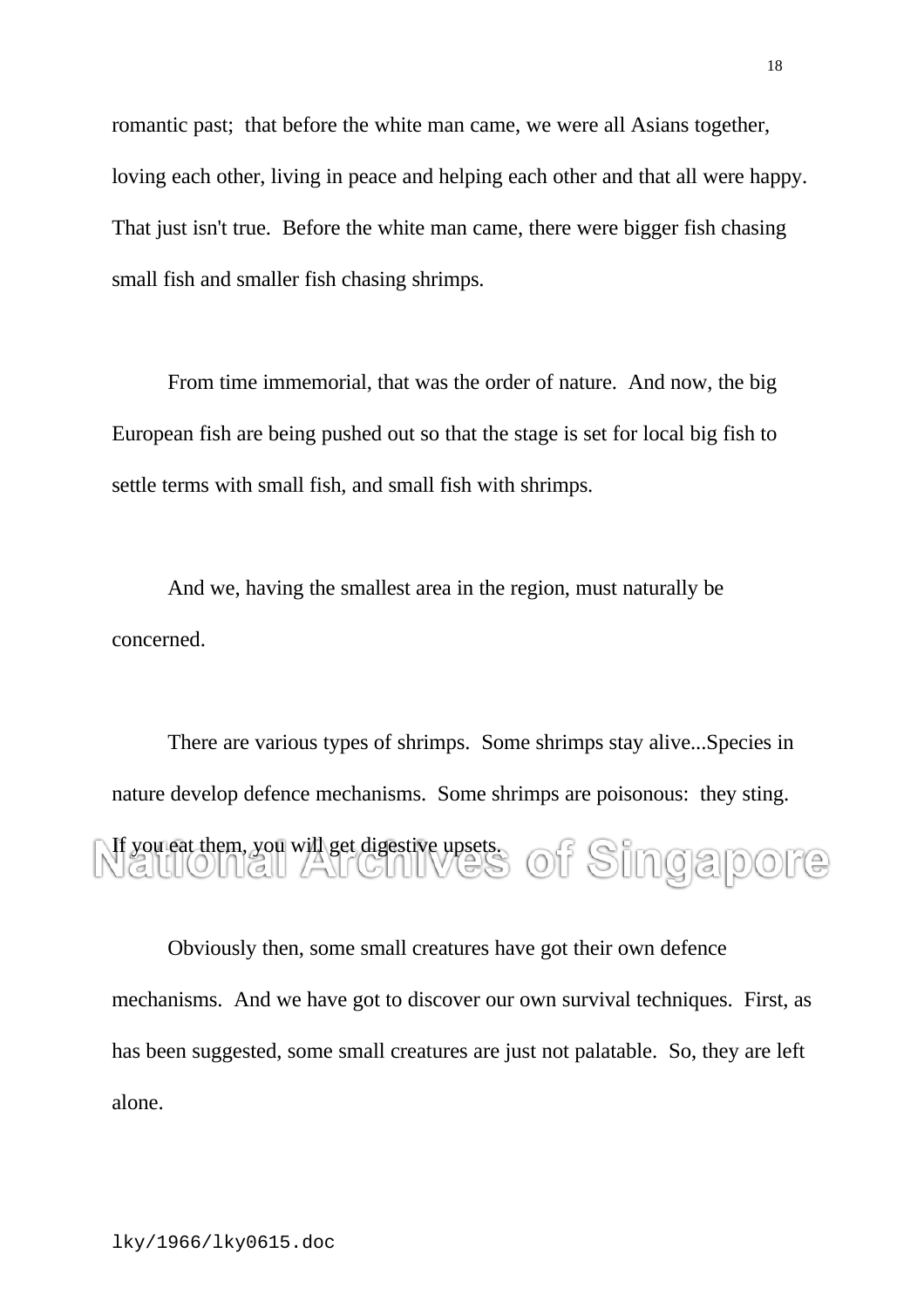romantic past;  that before the white man came, we were all Asians together, loving each other, living in peace and helping each other and that all were happy. That just isn't true.  Before the white man came, there were bigger fish chasing small fish and smaller fish chasing shrimps.

From time immemorial, that was the order of nature.  And now, the big European fish are being pushed out so that the stage is set for local big fish to settle terms with small fish, and small fish with shrimps.

And we, having the smallest area in the region, must naturally be concerned.

There are various types of shrimps.  Some shrimps stay alive...Species in nature develop defence mechanisms.  Some shrimps are poisonous:  they sting. If you eat them, you will get digestive upsets.

Obviously then, some small creatures have got their own defence mechanisms.  And we have got to discover our own survival techniques.  First, as has been suggested, some small creatures are just not palatable.  So, they are left alone.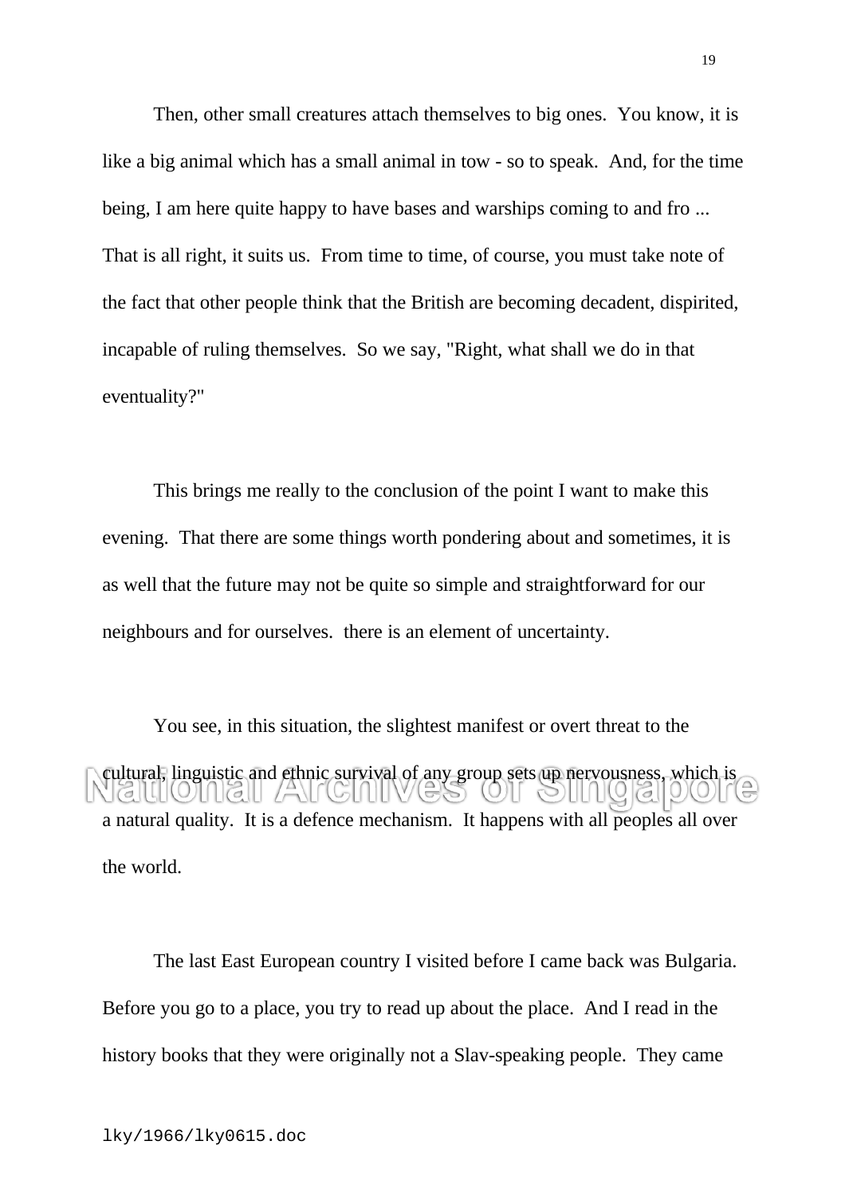Then, other small creatures attach themselves to big ones. You know, it is like a big animal which has a small animal in tow - so to speak. And, for the time being, I am here quite happy to have bases and warships coming to and fro ... That is all right, it suits us. From time to time, of course, you must take note of the fact that other people think that the British are becoming decadent, dispirited, incapable of ruling themselves. So we say, "Right, what shall we do in that eventuality?"

This brings me really to the conclusion of the point I want to make this evening. That there are some things worth pondering about and sometimes, it is as well that the future may not be quite so simple and straightforward for our neighbours and for ourselves. there is an element of uncertainty.

You see, in this situation, the slightest manifest or overt threat to the cultural, linguistic and ethnic survival of any group sets up nervousness, which is a natural quality. It is a defence mechanism. It happens with all peoples all over the world.

The last East European country I visited before I came back was Bulgaria. Before you go to a place, you try to read up about the place. And I read in the history books that they were originally not a Slav-speaking people. They came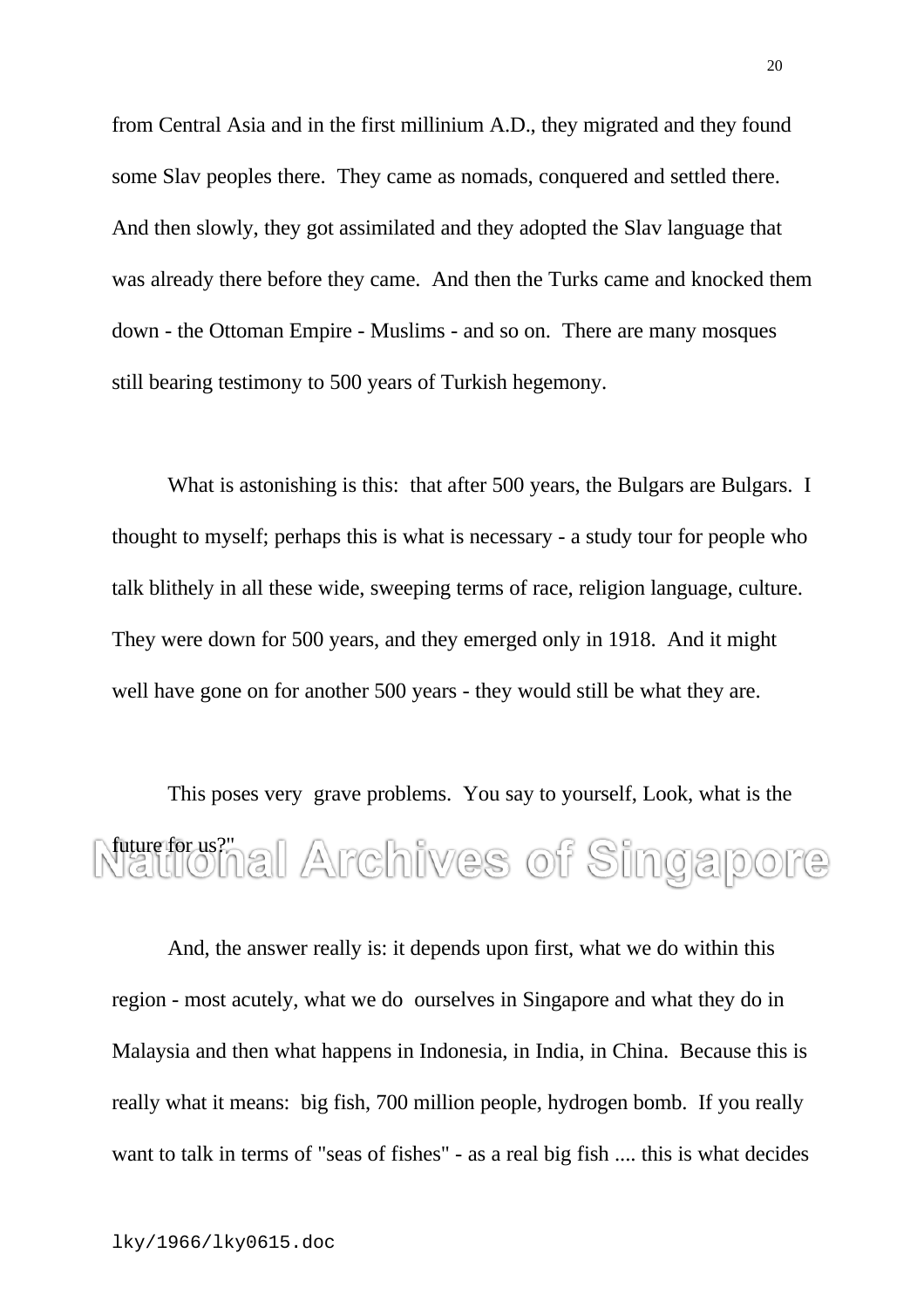from Central Asia and in the first millinium A.D., they migrated and they found some Slav peoples there. They came as nomads, conquered and settled there. And then slowly, they got assimilated and they adopted the Slav language that was already there before they came. And then the Turks came and knocked them down - the Ottoman Empire - Muslims - and so on. There are many mosques still bearing testimony to 500 years of Turkish hegemony.

What is astonishing is this: that after 500 years, the Bulgars are Bulgars. I thought to myself; perhaps this is what is necessary - a study tour for people who talk blithely in all these wide, sweeping terms of race, religion language, culture. They were down for 500 years, and they emerged only in 1918. And it might well have gone on for another 500 years - they would still be what they are.

This poses very grave problems. You say to yourself, Look, what is the future for us?"

And, the answer really is: it depends upon first, what we do within this region - most acutely, what we do ourselves in Singapore and what they do in Malaysia and then what happens in Indonesia, in India, in China. Because this is really what it means: big fish, 700 million people, hydrogen bomb. If you really want to talk in terms of "seas of fishes" - as a real big fish .... this is what decides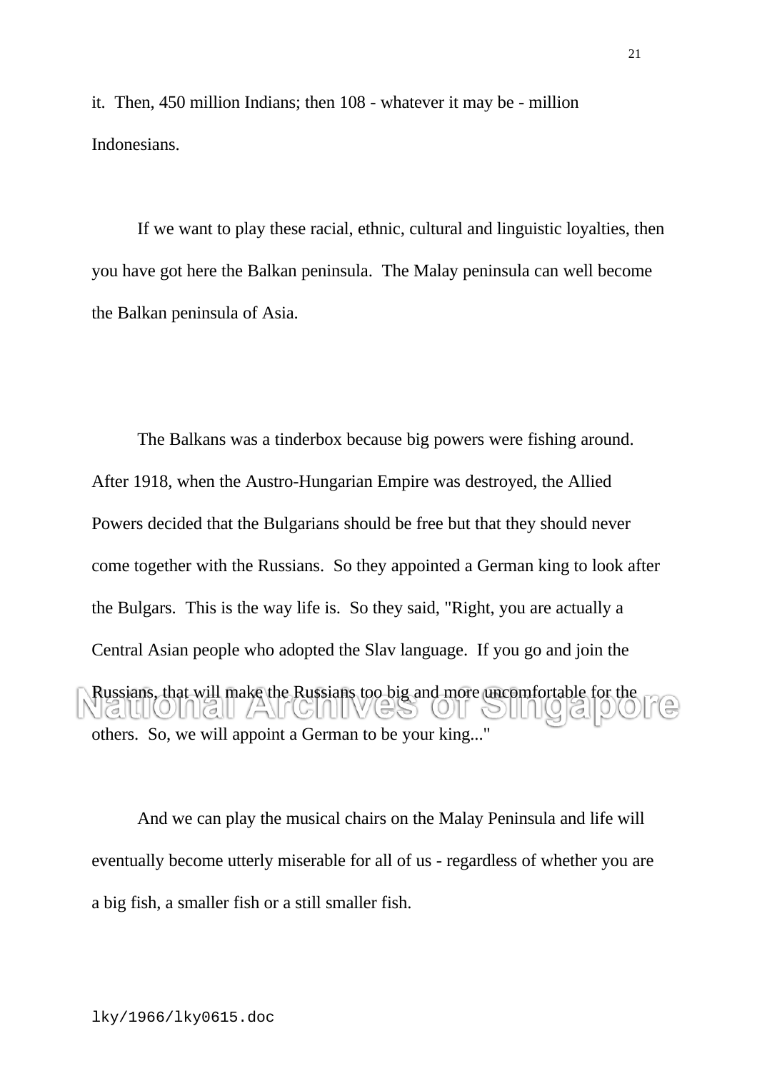it. Then, 450 million Indians; then 108 - whatever it may be - million Indonesians.

If we want to play these racial, ethnic, cultural and linguistic loyalties, then you have got here the Balkan peninsula. The Malay peninsula can well become the Balkan peninsula of Asia.

The Balkans was a tinderbox because big powers were fishing around. After 1918, when the Austro-Hungarian Empire was destroyed, the Allied Powers decided that the Bulgarians should be free but that they should never come together with the Russians. So they appointed a German king to look after the Bulgars. This is the way life is. So they said, "Right, you are actually a Central Asian people who adopted the Slav language. If you go and join the Russians, that will make the Russians too big and more uncomfortable for the others. So, we will appoint a German to be your king..."

And we can play the musical chairs on the Malay Peninsula and life will eventually become utterly miserable for all of us - regardless of whether you are a big fish, a smaller fish or a still smaller fish.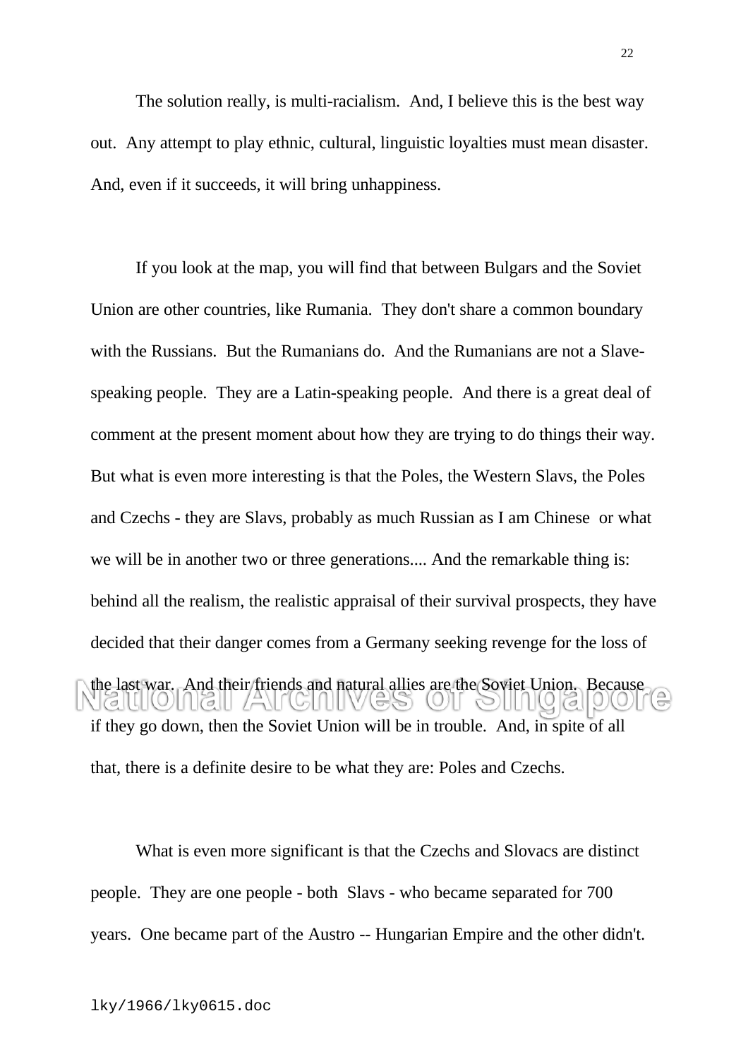The solution really, is multi-racialism. And, I believe this is the best way out. Any attempt to play ethnic, cultural, linguistic loyalties must mean disaster. And, even if it succeeds, it will bring unhappiness.

If you look at the map, you will find that between Bulgars and the Soviet Union are other countries, like Rumania. They don't share a common boundary with the Russians. But the Rumanians do. And the Rumanians are not a Slave-speaking people. They are a Latin-speaking people. And there is a great deal of comment at the present moment about how they are trying to do things their way. But what is even more interesting is that the Poles, the Western Slavs, the Poles and Czechs - they are Slavs, probably as much Russian as I am Chinese or what we will be in another two or three generations.... And the remarkable thing is: behind all the realism, the realistic appraisal of their survival prospects, they have decided that their danger comes from a Germany seeking revenge for the loss of the last war. And their friends and natural allies are the Soviet Union. Because if they go down, then the Soviet Union will be in trouble. And, in spite of all that, there is a definite desire to be what they are: Poles and Czechs.

What is even more significant is that the Czechs and Slovacs are distinct people. They are one people - both Slavs - who became separated for 700 years. One became part of the Austro -- Hungarian Empire and the other didn't.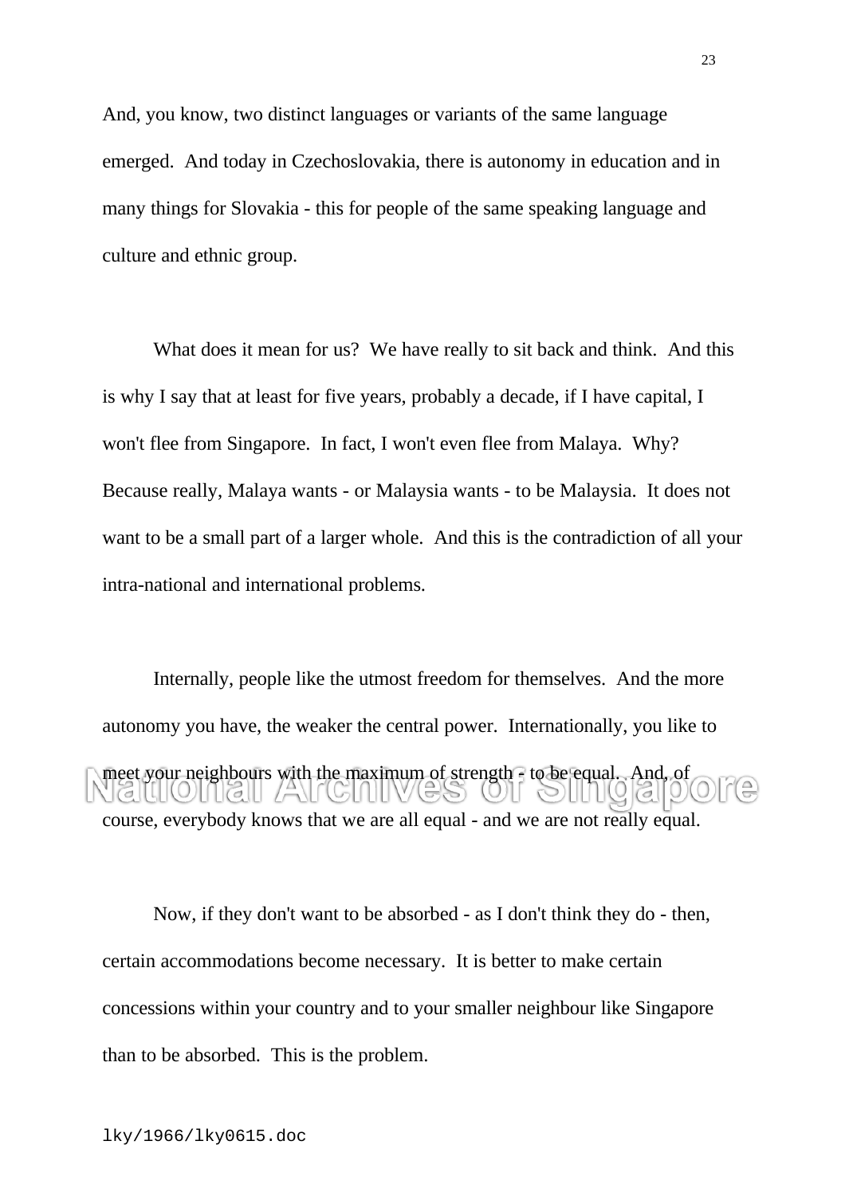And, you know, two distinct languages or variants of the same language emerged. And today in Czechoslovakia, there is autonomy in education and in many things for Slovakia - this for people of the same speaking language and culture and ethnic group.

What does it mean for us? We have really to sit back and think. And this is why I say that at least for five years, probably a decade, if I have capital, I won't flee from Singapore. In fact, I won't even flee from Malaya. Why? Because really, Malaya wants - or Malaysia wants - to be Malaysia. It does not want to be a small part of a larger whole. And this is the contradiction of all your intra-national and international problems.

Internally, people like the utmost freedom for themselves. And the more autonomy you have, the weaker the central power. Internationally, you like to meet your neighbours with the maximum of strength - to be equal. And, of course, everybody knows that we are all equal - and we are not really equal.

Now, if they don't want to be absorbed - as I don't think they do - then, certain accommodations become necessary. It is better to make certain concessions within your country and to your smaller neighbour like Singapore than to be absorbed. This is the problem.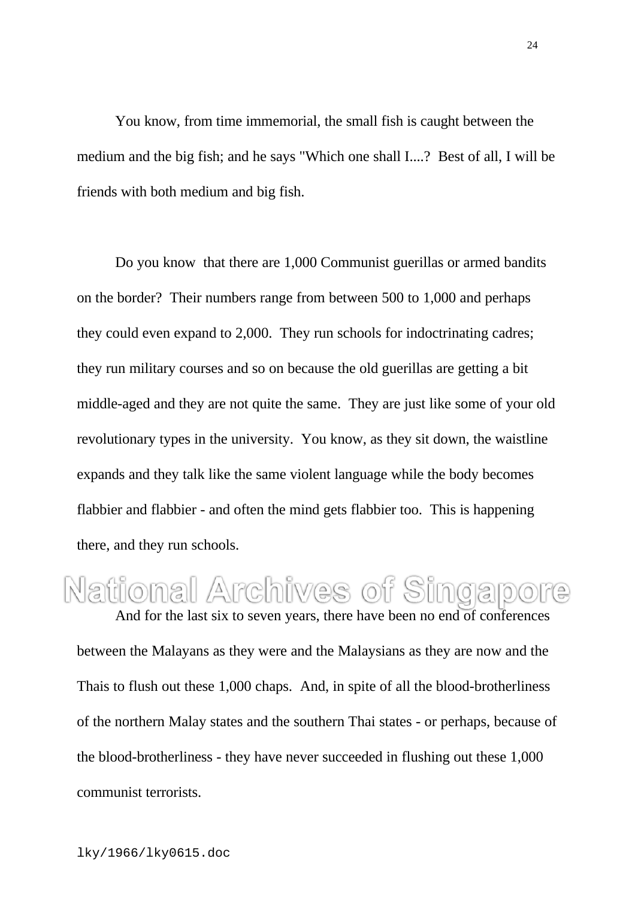You know, from time immemorial, the small fish is caught between the medium and the big fish; and he says "Which one shall I....? Best of all, I will be friends with both medium and big fish.

Do you know that there are 1,000 Communist guerillas or armed bandits on the border? Their numbers range from between 500 to 1,000 and perhaps they could even expand to 2,000. They run schools for indoctrinating cadres; they run military courses and so on because the old guerillas are getting a bit middle-aged and they are not quite the same. They are just like some of your old revolutionary types in the university. You know, as they sit down, the waistline expands and they talk like the same violent language while the body becomes flabbier and flabbier - and often the mind gets flabbier too. This is happening there, and they run schools.

And for the last six to seven years, there have been no end of conferences between the Malayans as they were and the Malaysians as they are now and the Thais to flush out these 1,000 chaps. And, in spite of all the blood-brotherliness of the northern Malay states and the southern Thai states - or perhaps, because of the blood-brotherliness - they have never succeeded in flushing out these 1,000 communist terrorists.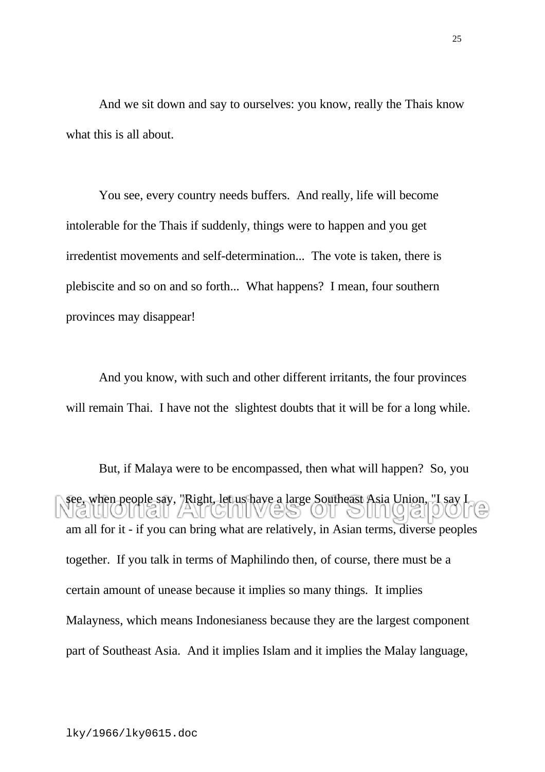And we sit down and say to ourselves: you know, really the Thais know what this is all about.

You see, every country needs buffers. And really, life will become intolerable for the Thais if suddenly, things were to happen and you get irredentist movements and self-determination... The vote is taken, there is plebiscite and so on and so forth... What happens? I mean, four southern provinces may disappear!

And you know, with such and other different irritants, the four provinces will remain Thai. I have not the slightest doubts that it will be for a long while.

But, if Malaya were to be encompassed, then what will happen? So, you see, when people say, "Right, let us have a large Southeast Asia Union, "I say I am all for it - if you can bring what are relatively, in Asian terms, diverse peoples together. If you talk in terms of Maphilindo then, of course, there must be a certain amount of unease because it implies so many things. It implies Malayness, which means Indonesianess because they are the largest component part of Southeast Asia. And it implies Islam and it implies the Malay language,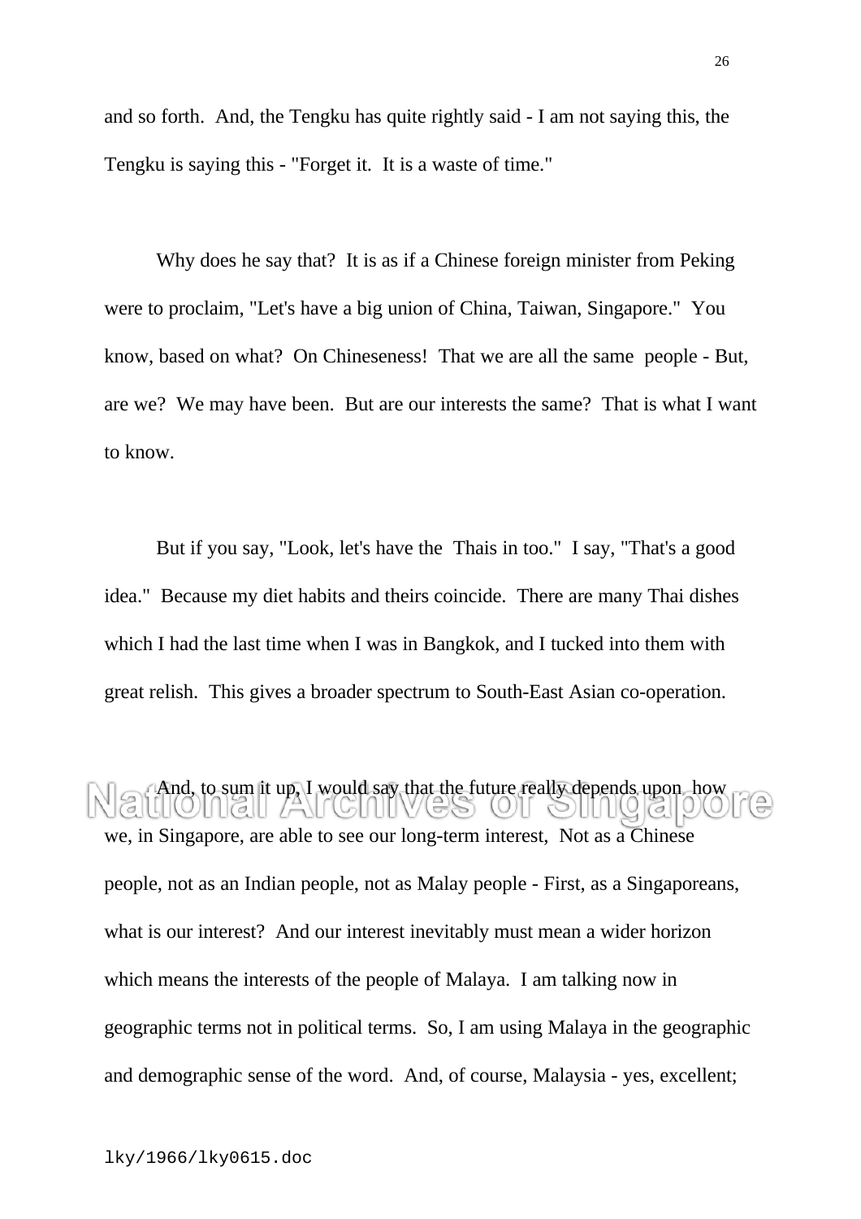and so forth. And, the Tengku has quite rightly said - I am not saying this, the Tengku is saying this - "Forget it. It is a waste of time."

Why does he say that? It is as if a Chinese foreign minister from Peking were to proclaim, "Let's have a big union of China, Taiwan, Singapore." You know, based on what? On Chineseness! That we are all the same people - But, are we? We may have been. But are our interests the same? That is what I want to know.

But if you say, "Look, let's have the Thais in too." I say, "That's a good idea." Because my diet habits and theirs coincide. There are many Thai dishes which I had the last time when I was in Bangkok, and I tucked into them with great relish. This gives a broader spectrum to South-East Asian co-operation.

And, to sum it up, I would say that the future really depends upon how we, in Singapore, are able to see our long-term interest, Not as a Chinese people, not as an Indian people, not as Malay people - First, as a Singaporeans, what is our interest? And our interest inevitably must mean a wider horizon which means the interests of the people of Malaya. I am talking now in geographic terms not in political terms. So, I am using Malaya in the geographic and demographic sense of the word. And, of course, Malaysia - yes, excellent;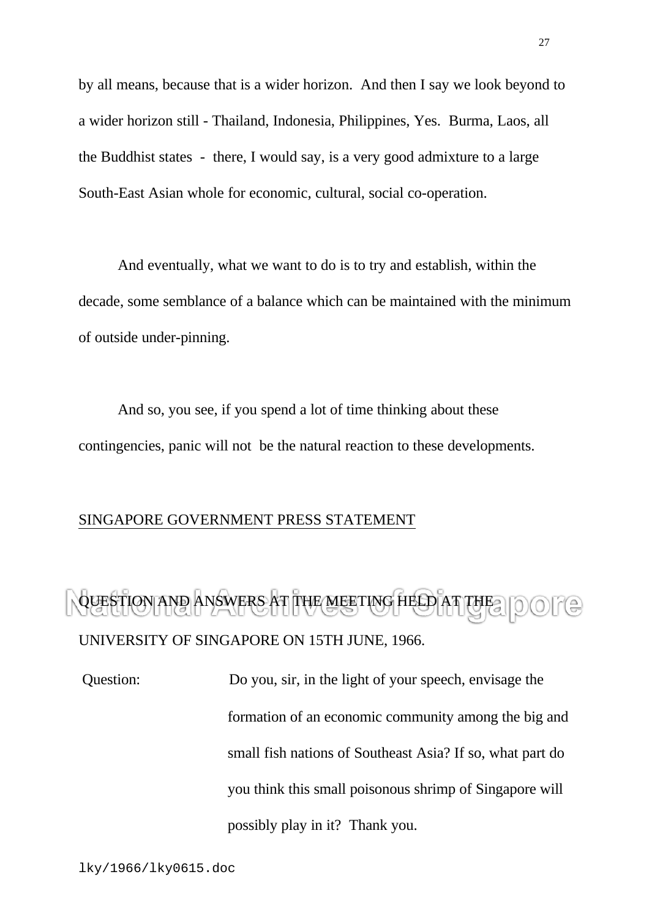by all means, because that is a wider horizon. And then I say we look beyond to a wider horizon still - Thailand, Indonesia, Philippines, Yes. Burma, Laos, all the Buddhist states - there, I would say, is a very good admixture to a large South-East Asian whole for economic, cultural, social co-operation.

And eventually, what we want to do is to try and establish, within the decade, some semblance of a balance which can be maintained with the minimum of outside under-pinning.

And so, you see, if you spend a lot of time thinking about these contingencies, panic will not be the natural reaction to these developments.

SINGAPORE GOVERNMENT PRESS STATEMENT

QUESTION AND ANSWERS AT THE MEETING HELD AT THE UNIVERSITY OF SINGAPORE ON 15TH JUNE, 1966.

Question: Do you, sir, in the light of your speech, envisage the formation of an economic community among the big and small fish nations of Southeast Asia? If so, what part do you think this small poisonous shrimp of Singapore will possibly play in it? Thank you.

lky/1966/lky0615.doc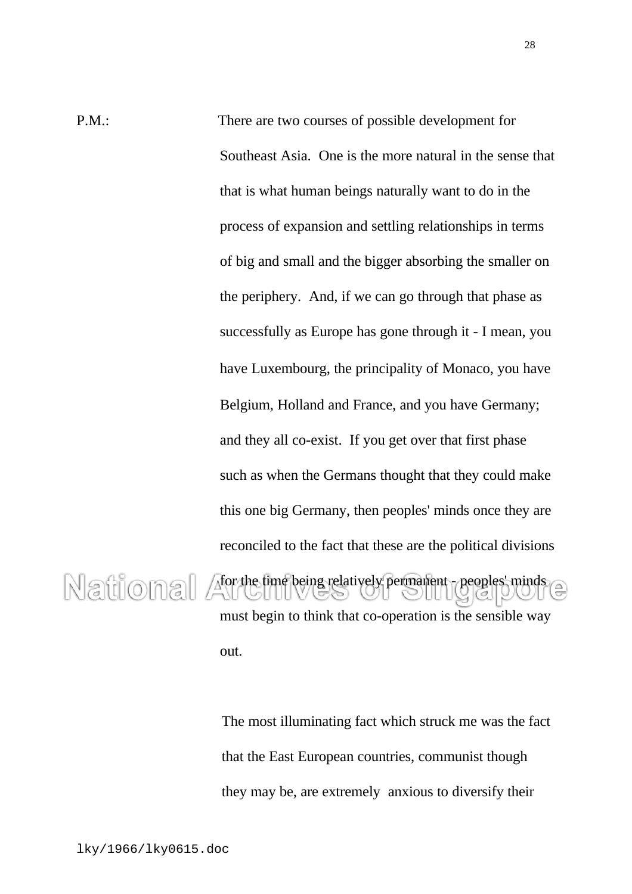P.M.: There are two courses of possible development for Southeast Asia. One is the more natural in the sense that that is what human beings naturally want to do in the process of expansion and settling relationships in terms of big and small and the bigger absorbing the smaller on the periphery. And, if we can go through that phase as successfully as Europe has gone through it - I mean, you have Luxembourg, the principality of Monaco, you have Belgium, Holland and France, and you have Germany; and they all co-exist. If you get over that first phase such as when the Germans thought that they could make this one big Germany, then peoples' minds once they are reconciled to the fact that these are the political divisions for the time being relatively permanent - peoples' minds must begin to think that co-operation is the sensible way out.

The most illuminating fact which struck me was the fact that the East European countries, communist though they may be, are extremely anxious to diversify their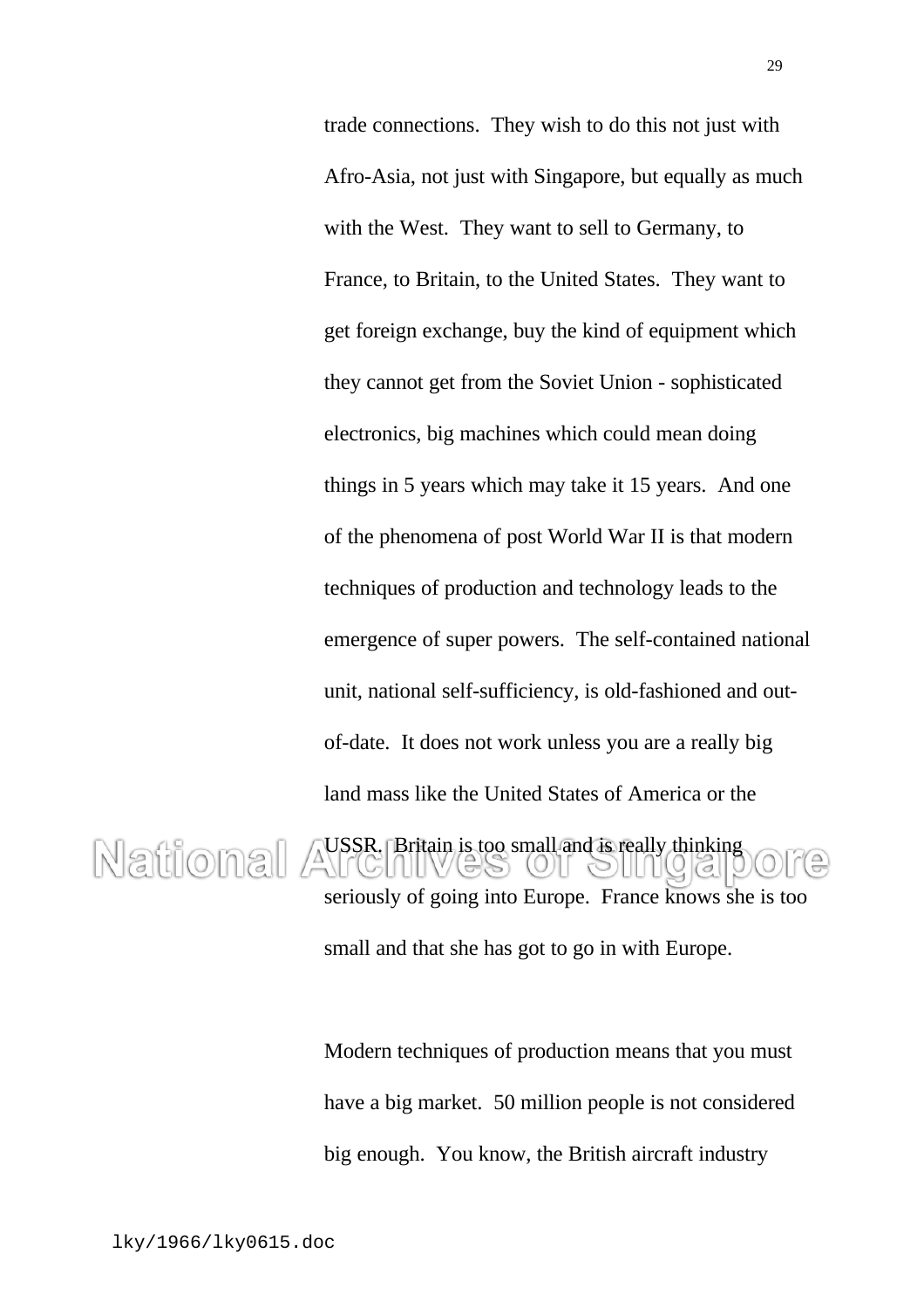trade connections. They wish to do this not just with Afro-Asia, not just with Singapore, but equally as much with the West. They want to sell to Germany, to France, to Britain, to the United States. They want to get foreign exchange, buy the kind of equipment which they cannot get from the Soviet Union - sophisticated electronics, big machines which could mean doing things in 5 years which may take it 15 years. And one of the phenomena of post World War II is that modern techniques of production and technology leads to the emergence of super powers. The self-contained national unit, national self-sufficiency, is old-fashioned and out-of-date. It does not work unless you are a really big land mass like the United States of America or the USSR. Britain is too small and is really thinking seriously of going into Europe. France knows she is too small and that she has got to go in with Europe.

Modern techniques of production means that you must have a big market. 50 million people is not considered big enough. You know, the British aircraft industry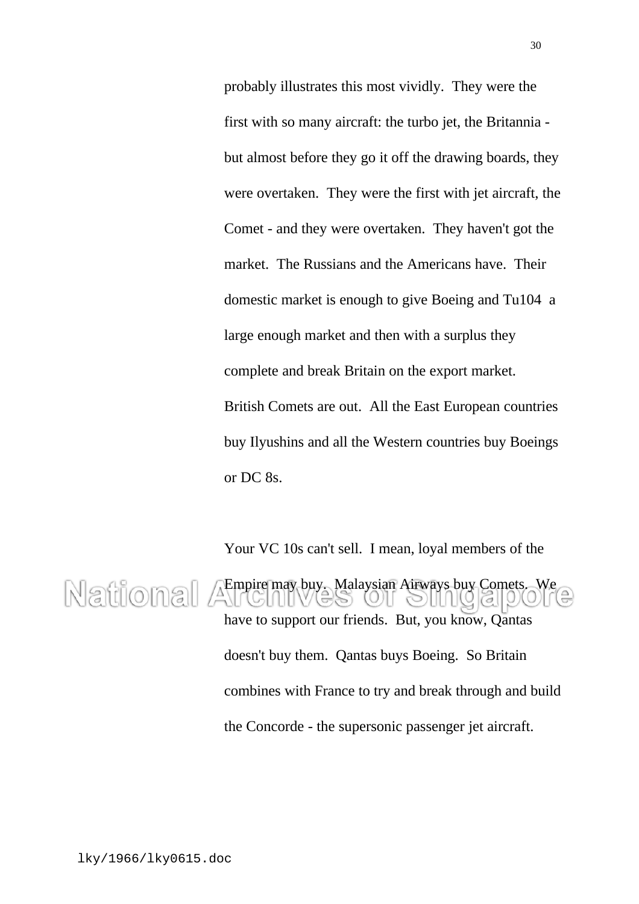probably illustrates this most vividly. They were the first with so many aircraft: the turbo jet, the Britannia - but almost before they go it off the drawing boards, they were overtaken. They were the first with jet aircraft, the Comet - and they were overtaken. They haven't got the market. The Russians and the Americans have. Their domestic market is enough to give Boeing and Tu104 a large enough market and then with a surplus they complete and break Britain on the export market. British Comets are out. All the East European countries buy Ilyushins and all the Western countries buy Boeings or DC 8s.

Your VC 10s can't sell. I mean, loyal members of the Empire may buy. Malaysian Airways buy Comets. We have to support our friends. But, you know, Qantas doesn't buy them. Qantas buys Boeing. So Britain combines with France to try and break through and build the Concorde - the supersonic passenger jet aircraft.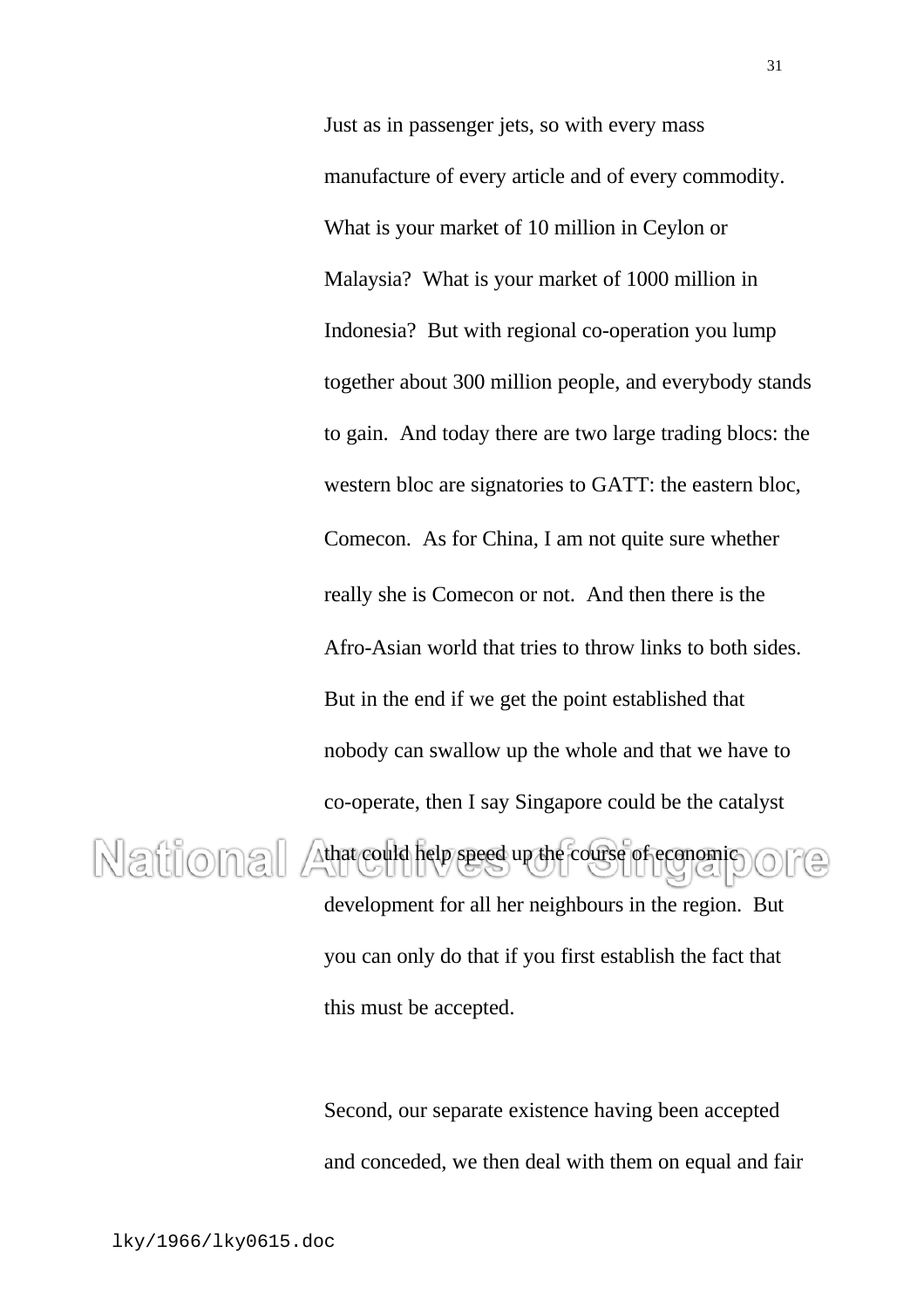Just as in passenger jets, so with every mass manufacture of every article and of every commodity. What is your market of 10 million in Ceylon or Malaysia? What is your market of 1000 million in Indonesia? But with regional co-operation you lump together about 300 million people, and everybody stands to gain. And today there are two large trading blocs: the western bloc are signatories to GATT: the eastern bloc, Comecon. As for China, I am not quite sure whether really she is Comecon or not. And then there is the Afro-Asian world that tries to throw links to both sides. But in the end if we get the point established that nobody can swallow up the whole and that we have to co-operate, then I say Singapore could be the catalyst that could help speed up the course of economic development for all her neighbours in the region. But you can only do that if you first establish the fact that this must be accepted.

Second, our separate existence having been accepted and conceded, we then deal with them on equal and fair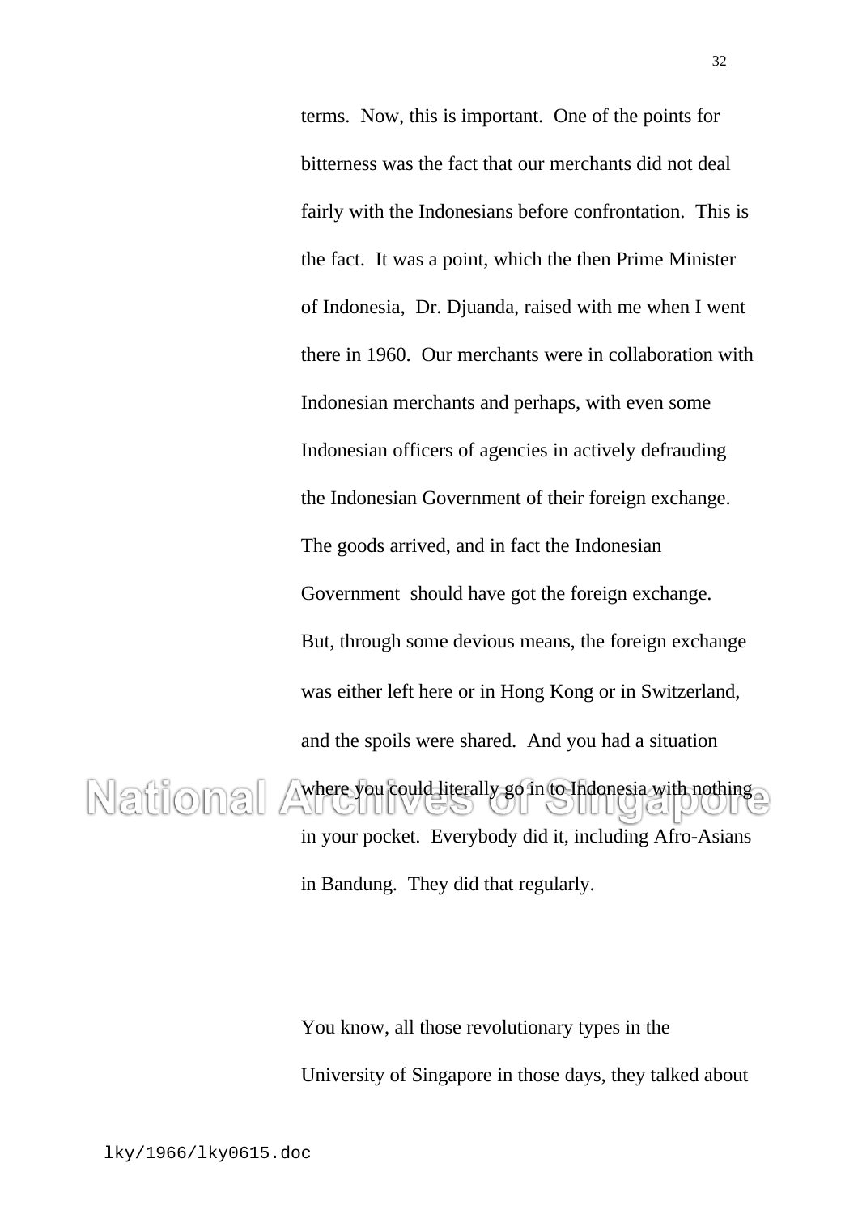terms. Now, this is important. One of the points for bitterness was the fact that our merchants did not deal fairly with the Indonesians before confrontation. This is the fact. It was a point, which the then Prime Minister of Indonesia, Dr. Djuanda, raised with me when I went there in 1960. Our merchants were in collaboration with Indonesian merchants and perhaps, with even some Indonesian officers of agencies in actively defrauding the Indonesian Government of their foreign exchange. The goods arrived, and in fact the Indonesian Government should have got the foreign exchange. But, through some devious means, the foreign exchange was either left here or in Hong Kong or in Switzerland, and the spoils were shared. And you had a situation where you could literally go in to Indonesia with nothing in your pocket. Everybody did it, including Afro-Asians in Bandung. They did that regularly.

You know, all those revolutionary types in the University of Singapore in those days, they talked about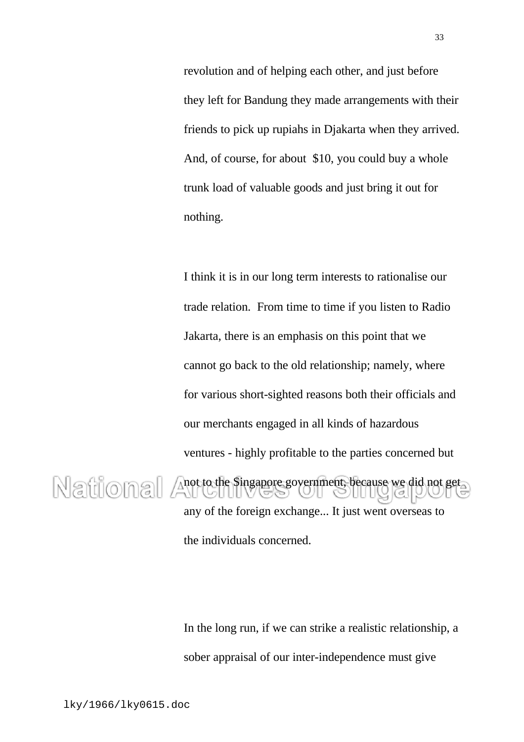revolution and of helping each other, and just before they left for Bandung they made arrangements with their friends to pick up rupiahs in Djakarta when they arrived. And, of course, for about $10, you could buy a whole trunk load of valuable goods and just bring it out for nothing.

I think it is in our long term interests to rationalise our trade relation. From time to time if you listen to Radio Jakarta, there is an emphasis on this point that we cannot go back to the old relationship; namely, where for various short-sighted reasons both their officials and our merchants engaged in all kinds of hazardous ventures - highly profitable to the parties concerned but not to the Singapore government, because we did not get any of the foreign exchange... It just went overseas to the individuals concerned.

In the long run, if we can strike a realistic relationship, a sober appraisal of our inter-independence must give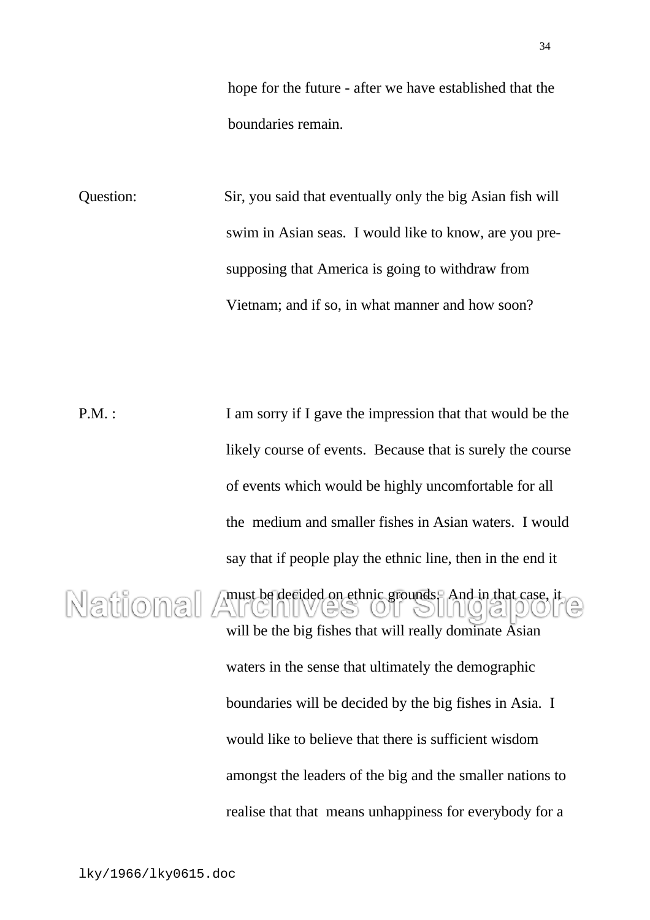hope for the future - after we have established that the boundaries remain.

Question: Sir, you said that eventually only the big Asian fish will swim in Asian seas. I would like to know, are you pre-supposing that America is going to withdraw from Vietnam; and if so, in what manner and how soon?

P.M. : I am sorry if I gave the impression that that would be the likely course of events. Because that is surely the course of events which would be highly uncomfortable for all the medium and smaller fishes in Asian waters. I would say that if people play the ethnic line, then in the end it must be decided on ethnic grounds. And in that case, it will be the big fishes that will really dominate Asian waters in the sense that ultimately the demographic boundaries will be decided by the big fishes in Asia. I would like to believe that there is sufficient wisdom amongst the leaders of the big and the smaller nations to realise that that means unhappiness for everybody for a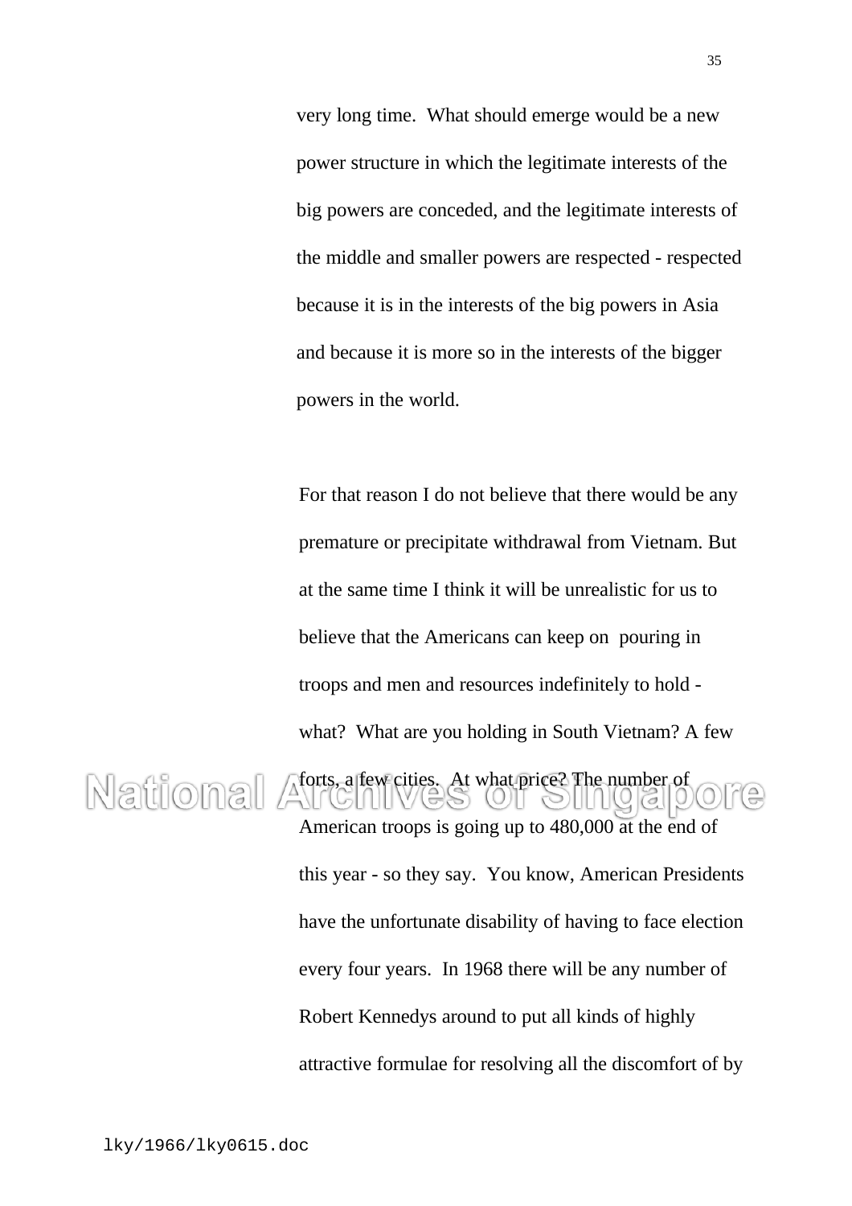very long time. What should emerge would be a new power structure in which the legitimate interests of the big powers are conceded, and the legitimate interests of the middle and smaller powers are respected - respected because it is in the interests of the big powers in Asia and because it is more so in the interests of the bigger powers in the world.

For that reason I do not believe that there would be any premature or precipitate withdrawal from Vietnam. But at the same time I think it will be unrealistic for us to believe that the Americans can keep on pouring in troops and men and resources indefinitely to hold - what? What are you holding in South Vietnam? A few forts, a few cities. At what price? The number of American troops is going up to 480,000 at the end of this year - so they say. You know, American Presidents have the unfortunate disability of having to face election every four years. In 1968 there will be any number of Robert Kennedys around to put all kinds of highly attractive formulae for resolving all the discomfort of by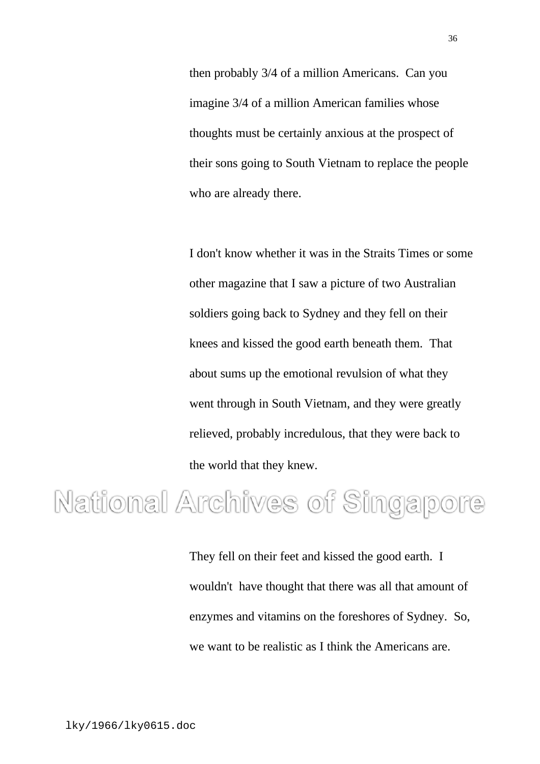then probably 3/4 of a million Americans. Can you imagine 3/4 of a million American families whose thoughts must be certainly anxious at the prospect of their sons going to South Vietnam to replace the people who are already there.

I don't know whether it was in the Straits Times or some other magazine that I saw a picture of two Australian soldiers going back to Sydney and they fell on their knees and kissed the good earth beneath them. That about sums up the emotional revulsion of what they went through in South Vietnam, and they were greatly relieved, probably incredulous, that they were back to the world that they knew.

They fell on their feet and kissed the good earth. I wouldn't have thought that there was all that amount of enzymes and vitamins on the foreshores of Sydney. So, we want to be realistic as I think the Americans are.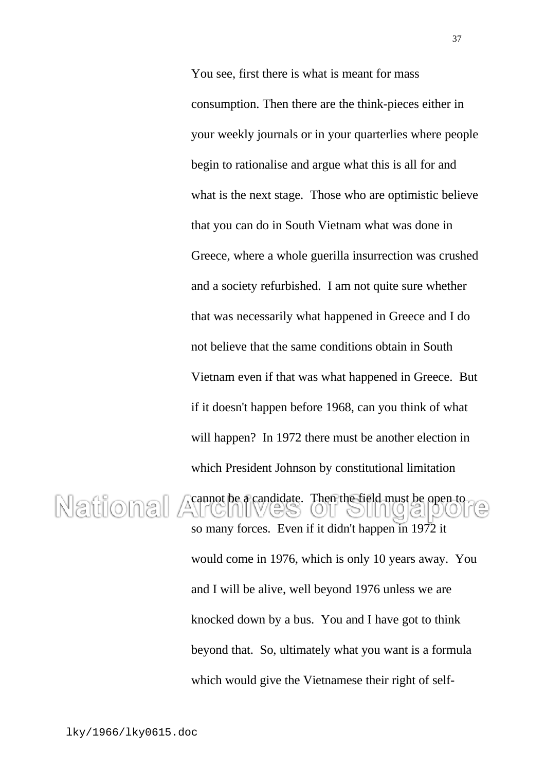You see, first there is what is meant for mass consumption. Then there are the think-pieces either in your weekly journals or in your quarterlies where people begin to rationalise and argue what this is all for and what is the next stage. Those who are optimistic believe that you can do in South Vietnam what was done in Greece, where a whole guerilla insurrection was crushed and a society refurbished. I am not quite sure whether that was necessarily what happened in Greece and I do not believe that the same conditions obtain in South Vietnam even if that was what happened in Greece. But if it doesn't happen before 1968, can you think of what will happen? In 1972 there must be another election in which President Johnson by constitutional limitation cannot be a candidate. Then the field must be open to so many forces. Even if it didn't happen in 1972 it would come in 1976, which is only 10 years away. You and I will be alive, well beyond 1976 unless we are knocked down by a bus. You and I have got to think beyond that. So, ultimately what you want is a formula which would give the Vietnamese their right of self-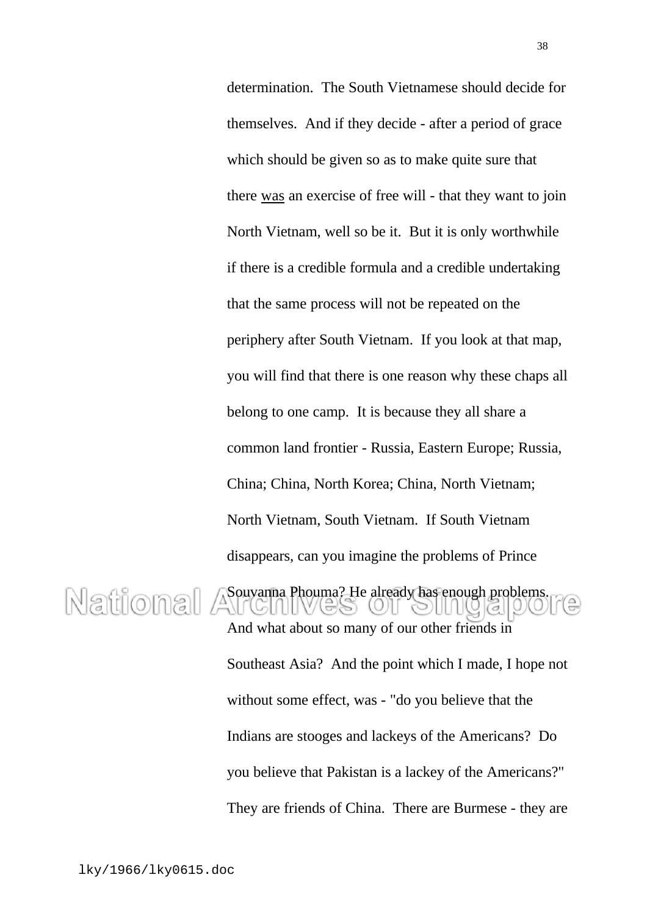determination. The South Vietnamese should decide for themselves. And if they decide - after a period of grace which should be given so as to make quite sure that there was an exercise of free will - that they want to join North Vietnam, well so be it. But it is only worthwhile if there is a credible formula and a credible undertaking that the same process will not be repeated on the periphery after South Vietnam. If you look at that map, you will find that there is one reason why these chaps all belong to one camp. It is because they all share a common land frontier - Russia, Eastern Europe; Russia, China; China, North Korea; China, North Vietnam; North Vietnam, South Vietnam. If South Vietnam disappears, can you imagine the problems of Prince Souvanna Phouma? He already has enough problems. And what about so many of our other friends in Southeast Asia? And the point which I made, I hope not without some effect, was - "do you believe that the Indians are stooges and lackeys of the Americans? Do you believe that Pakistan is a lackey of the Americans?" They are friends of China. There are Burmese - they are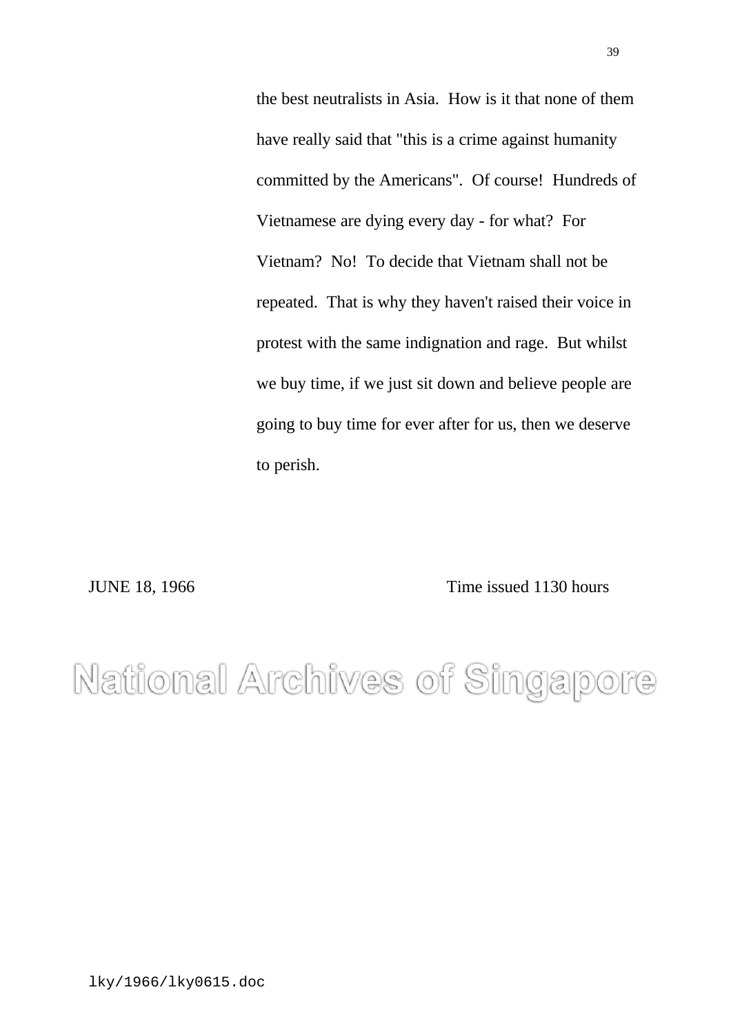the best neutralists in Asia. How is it that none of them have really said that "this is a crime against humanity committed by the Americans". Of course! Hundreds of Vietnamese are dying every day - for what? For Vietnam? No! To decide that Vietnam shall not be repeated. That is why they haven't raised their voice in protest with the same indignation and rage. But whilst we buy time, if we just sit down and believe people are going to buy time for ever after for us, then we deserve to perish.

JUNE 18, 1966 Time issued 1130 hours